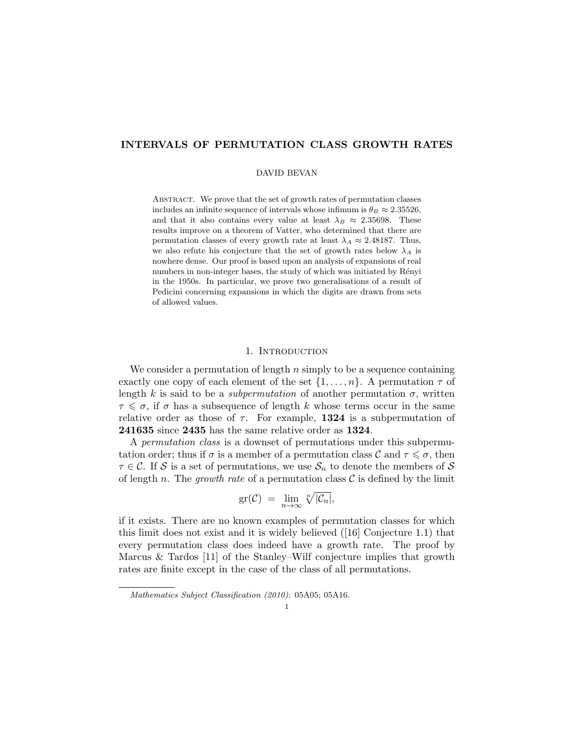# INTERVALS OF PERMUTATION CLASS GROWTH RATES

DAVID BEVAN

Abstract. We prove that the set of growth rates of permutation classes includes an infinite sequence of intervals whose infimum is $\theta_B \approx 2.35526$, and that it also contains every value at least $\lambda_B \approx 2.35698$. These results improve on a theorem of Vatter, who determined that there are permutation classes of every growth rate at least $\lambda_A \approx 2.48187$. Thus, we also refute his conjecture that the set of growth rates below $\lambda_A$ is nowhere dense. Our proof is based upon an analysis of expansions of real numbers in non-integer bases, the study of which was initiated by Rényi in the 1950s. In particular, we prove two generalisations of a result of Pedicini concerning expansions in which the digits are drawn from sets of allowed values.

## 1. Introduction

We consider a permutation of length $n$ simply to be a sequence containing exactly one copy of each element of the set $\{1, \ldots, n\}$. A permutation $\tau$ of length $k$ is said to be a *subpermutation* of another permutation $\sigma$, written $\tau \leqslant \sigma$, if $\sigma$ has a subsequence of length $k$ whose terms occur in the same relative order as those of $\tau$. For example, **1324** is a subpermutation of **241635** since **2435** has the same relative order as **1324**.

A *permutation class* is a downset of permutations under this subpermutation order; thus if $\sigma$ is a member of a permutation class $\mathcal{C}$ and $\tau \leqslant \sigma$, then $\tau \in \mathcal{C}$. If $\mathcal{S}$ is a set of permutations, we use $\mathcal{S}_n$ to denote the members of $\mathcal{S}$ of length $n$. The *growth rate* of a permutation class $\mathcal{C}$ is defined by the limit

$$\mathrm{gr}(\mathcal{C}) \;=\; \lim_{n\to\infty} \sqrt[n]{|\mathcal{C}_n|},$$

if it exists. There are no known examples of permutation classes for which this limit does not exist and it is widely believed ([16] Conjecture 1.1) that every permutation class does indeed have a growth rate. The proof by Marcus & Tardos [11] of the Stanley–Wilf conjecture implies that growth rates are finite except in the case of the class of all permutations.

*Mathematics Subject Classification (2010)*: 05A05; 05A16.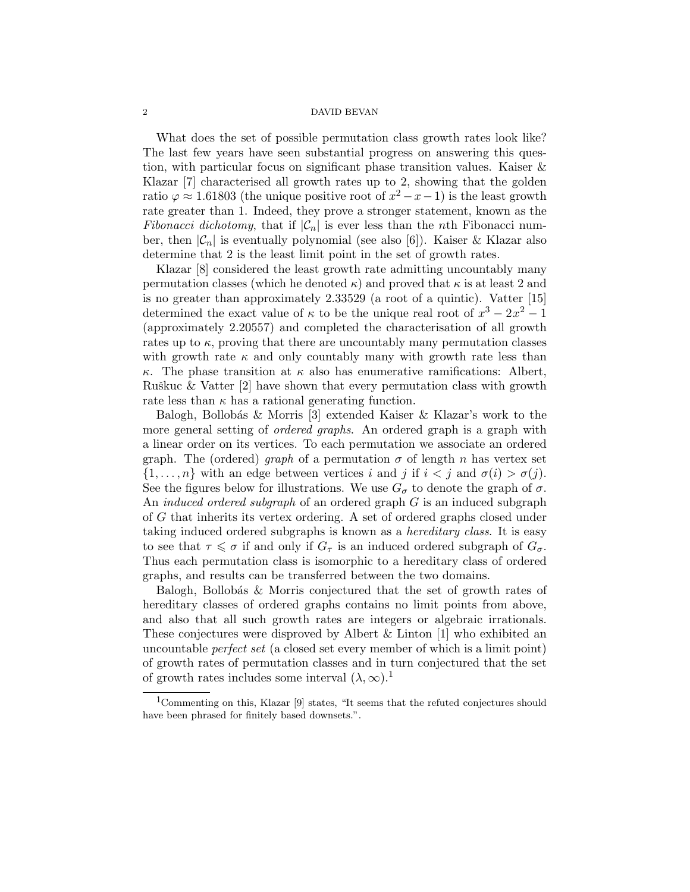What does the set of possible permutation class growth rates look like? The last few years have seen substantial progress on answering this question, with particular focus on significant phase transition values. Kaiser & Klazar [7] characterised all growth rates up to 2, showing that the golden ratio $\varphi \approx 1.61803$ (the unique positive root of $x^2 - x - 1$) is the least growth rate greater than 1. Indeed, they prove a stronger statement, known as the *Fibonacci dichotomy*, that if $|\mathcal{C}_n|$ is ever less than the $n$th Fibonacci number, then $|\mathcal{C}_n|$ is eventually polynomial (see also [6]). Kaiser & Klazar also determine that 2 is the least limit point in the set of growth rates.

Klazar [8] considered the least growth rate admitting uncountably many permutation classes (which he denoted $\kappa$) and proved that $\kappa$ is at least 2 and is no greater than approximately 2.33529 (a root of a quintic). Vatter [15] determined the exact value of $\kappa$ to be the unique real root of $x^3 - 2x^2 - 1$ (approximately 2.20557) and completed the characterisation of all growth rates up to $\kappa$, proving that there are uncountably many permutation classes with growth rate $\kappa$ and only countably many with growth rate less than $\kappa$. The phase transition at $\kappa$ also has enumerative ramifications: Albert, Ruškuc & Vatter [2] have shown that every permutation class with growth rate less than $\kappa$ has a rational generating function.

Balogh, Bollobás & Morris [3] extended Kaiser & Klazar's work to the more general setting of *ordered graphs*. An ordered graph is a graph with a linear order on its vertices. To each permutation we associate an ordered graph. The (ordered) *graph* of a permutation $\sigma$ of length $n$ has vertex set $\{1, \ldots, n\}$ with an edge between vertices $i$ and $j$ if $i < j$ and $\sigma(i) > \sigma(j)$. See the figures below for illustrations. We use $G_\sigma$ to denote the graph of $\sigma$. An *induced ordered subgraph* of an ordered graph $G$ is an induced subgraph of $G$ that inherits its vertex ordering. A set of ordered graphs closed under taking induced ordered subgraphs is known as a *hereditary class*. It is easy to see that $\tau \leqslant \sigma$ if and only if $G_\tau$ is an induced ordered subgraph of $G_\sigma$. Thus each permutation class is isomorphic to a hereditary class of ordered graphs, and results can be transferred between the two domains.

Balogh, Bollobás & Morris conjectured that the set of growth rates of hereditary classes of ordered graphs contains no limit points from above, and also that all such growth rates are integers or algebraic irrationals. These conjectures were disproved by Albert & Linton [1] who exhibited an uncountable *perfect set* (a closed set every member of which is a limit point) of growth rates of permutation classes and in turn conjectured that the set of growth rates includes some interval $(\lambda, \infty)$.[1]

[1]Commenting on this, Klazar [9] states, "It seems that the refuted conjectures should have been phrased for finitely based downsets.".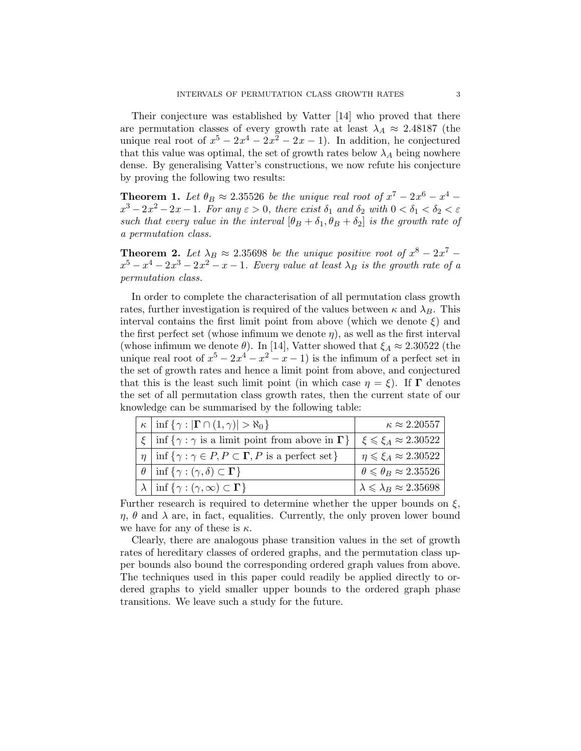Their conjecture was established by Vatter [14] who proved that there are permutation classes of every growth rate at least $\lambda_A \approx 2.48187$ (the unique real root of $x^5 - 2x^4 - 2x^2 - 2x - 1$). In addition, he conjectured that this value was optimal, the set of growth rates below $\lambda_A$ being nowhere dense. By generalising Vatter's constructions, we now refute his conjecture by proving the following two results:

**Theorem 1.** *Let $\theta_B \approx 2.35526$ be the unique real root of $x^7 - 2x^6 - x^4 - x^3 - 2x^2 - 2x - 1$. For any $\varepsilon > 0$, there exist $\delta_1$ and $\delta_2$ with $0 < \delta_1 < \delta_2 < \varepsilon$ such that every value in the interval $[\theta_B + \delta_1, \theta_B + \delta_2]$ is the growth rate of a permutation class.*

**Theorem 2.** *Let $\lambda_B \approx 2.35698$ be the unique positive root of $x^8 - 2x^7 - x^5 - x^4 - 2x^3 - 2x^2 - x - 1$. Every value at least $\lambda_B$ is the growth rate of a permutation class.*

In order to complete the characterisation of all permutation class growth rates, further investigation is required of the values between $\kappa$ and $\lambda_B$. This interval contains the first limit point from above (which we denote $\xi$) and the first perfect set (whose infimum we denote $\eta$), as well as the first interval (whose infimum we denote $\theta$). In [14], Vatter showed that $\xi_A \approx 2.30522$ (the unique real root of $x^5 - 2x^4 - x^2 - x - 1$) is the infimum of a perfect set in the set of growth rates and hence a limit point from above, and conjectured that this is the least such limit point (in which case $\eta = \xi$). If $\mathbf{\Gamma}$ denotes the set of all permutation class growth rates, then the current state of our knowledge can be summarised by the following table:

| | | |
|---|---|---|
| $\kappa$ | $\inf \{\gamma : \lvert\mathbf{\Gamma} \cap (1, \gamma)\rvert > \aleph_0\}$ | $\kappa \approx 2.20557$ |
| $\xi$ | $\inf \{\gamma : \gamma \text{ is a limit point from above in } \mathbf{\Gamma}\}$ | $\xi \leqslant \xi_A \approx 2.30522$ |
| $\eta$ | $\inf \{\gamma : \gamma \in P, P \subset \mathbf{\Gamma}, P \text{ is a perfect set}\}$ | $\eta \leqslant \xi_A \approx 2.30522$ |
| $\theta$ | $\inf \{\gamma : (\gamma, \delta) \subset \mathbf{\Gamma}\}$ | $\theta \leqslant \theta_B \approx 2.35526$ |
| $\lambda$ | $\inf \{\gamma : (\gamma, \infty) \subset \mathbf{\Gamma}\}$ | $\lambda \leqslant \lambda_B \approx 2.35698$ |

Further research is required to determine whether the upper bounds on $\xi$, $\eta$, $\theta$ and $\lambda$ are, in fact, equalities. Currently, the only proven lower bound we have for any of these is $\kappa$.

Clearly, there are analogous phase transition values in the set of growth rates of hereditary classes of ordered graphs, and the permutation class upper bounds also bound the corresponding ordered graph values from above. The techniques used in this paper could readily be applied directly to ordered graphs to yield smaller upper bounds to the ordered graph phase transitions. We leave such a study for the future.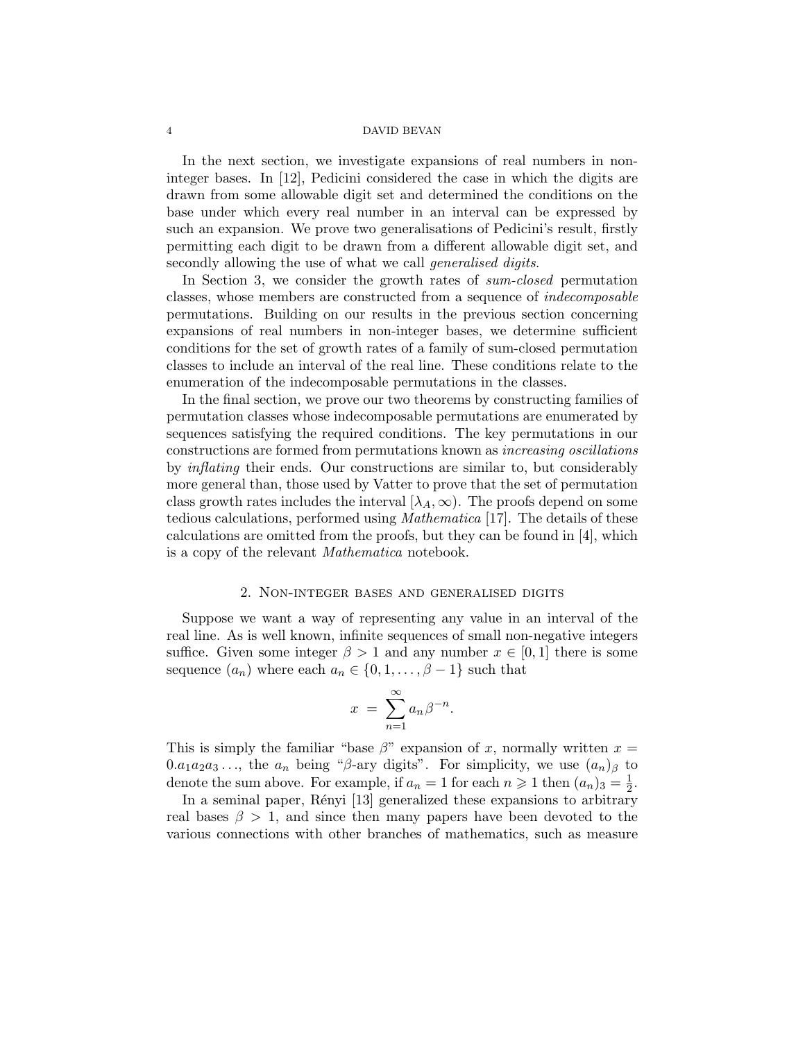In the next section, we investigate expansions of real numbers in non-integer bases. In [12], Pedicini considered the case in which the digits are drawn from some allowable digit set and determined the conditions on the base under which every real number in an interval can be expressed by such an expansion. We prove two generalisations of Pedicini's result, firstly permitting each digit to be drawn from a different allowable digit set, and secondly allowing the use of what we call *generalised digits*.

In Section 3, we consider the growth rates of *sum-closed* permutation classes, whose members are constructed from a sequence of *indecomposable* permutations. Building on our results in the previous section concerning expansions of real numbers in non-integer bases, we determine sufficient conditions for the set of growth rates of a family of sum-closed permutation classes to include an interval of the real line. These conditions relate to the enumeration of the indecomposable permutations in the classes.

In the final section, we prove our two theorems by constructing families of permutation classes whose indecomposable permutations are enumerated by sequences satisfying the required conditions. The key permutations in our constructions are formed from permutations known as *increasing oscillations* by *inflating* their ends. Our constructions are similar to, but considerably more general than, those used by Vatter to prove that the set of permutation class growth rates includes the interval $[\lambda_A, \infty)$. The proofs depend on some tedious calculations, performed using *Mathematica* [17]. The details of these calculations are omitted from the proofs, but they can be found in [4], which is a copy of the relevant *Mathematica* notebook.

## 2. Non-integer bases and generalised digits

Suppose we want a way of representing any value in an interval of the real line. As is well known, infinite sequences of small non-negative integers suffice. Given some integer $\beta > 1$ and any number $x \in [0, 1]$ there is some sequence $(a_n)$ where each $a_n \in \{0, 1, \ldots, \beta - 1\}$ such that

$$x = \sum_{n=1}^{\infty} a_n \beta^{-n}.$$

This is simply the familiar "base $\beta$" expansion of $x$, normally written $x = 0.a_1a_2a_3\ldots$, the $a_n$ being "$\beta$-ary digits". For simplicity, we use $(a_n)_\beta$ to denote the sum above. For example, if $a_n = 1$ for each $n \geqslant 1$ then $(a_n)_3 = \frac{1}{2}$.

In a seminal paper, Rényi [13] generalized these expansions to arbitrary real bases $\beta > 1$, and since then many papers have been devoted to the various connections with other branches of mathematics, such as measure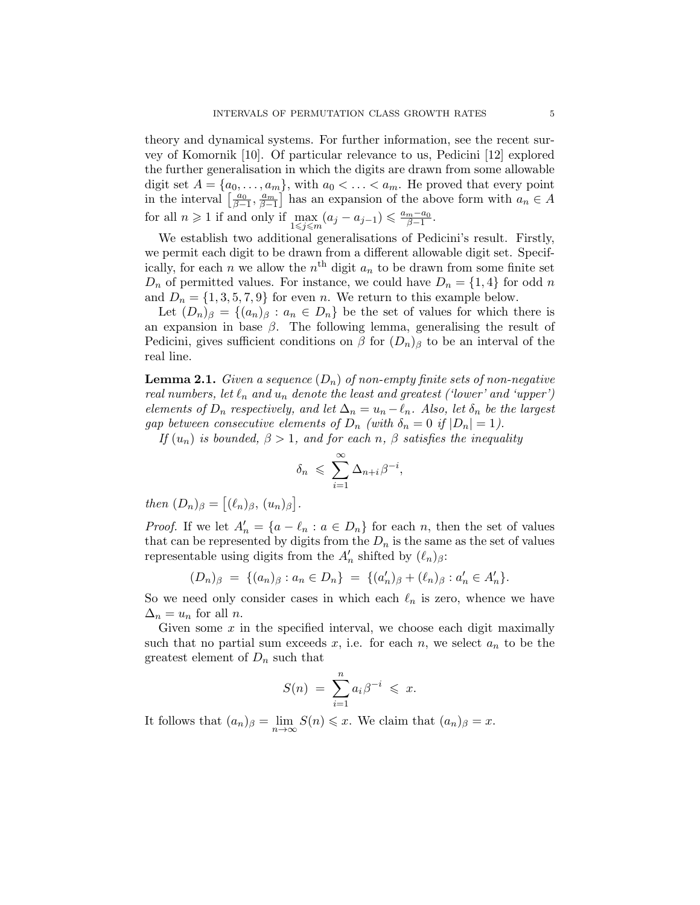theory and dynamical systems. For further information, see the recent survey of Komornik [10]. Of particular relevance to us, Pedicini [12] explored the further generalisation in which the digits are drawn from some allowable digit set $A = \{a_0, \ldots, a_m\}$, with $a_0 < \ldots < a_m$. He proved that every point in the interval $\left[\frac{a_0}{\beta-1}, \frac{a_m}{\beta-1}\right]$ has an expansion of the above form with $a_n \in A$ for all $n \geqslant 1$ if and only if $\max\limits_{1\leqslant j\leqslant m}(a_j - a_{j-1}) \leqslant \frac{a_m - a_0}{\beta-1}$.

We establish two additional generalisations of Pedicini's result. Firstly, we permit each digit to be drawn from a different allowable digit set. Specifically, for each $n$ we allow the $n^{\text{th}}$ digit $a_n$ to be drawn from some finite set $D_n$ of permitted values. For instance, we could have $D_n = \{1, 4\}$ for odd $n$ and $D_n = \{1, 3, 5, 7, 9\}$ for even $n$. We return to this example below.

Let $(D_n)_\beta = \{(a_n)_\beta : a_n \in D_n\}$ be the set of values for which there is an expansion in base $\beta$. The following lemma, generalising the result of Pedicini, gives sufficient conditions on $\beta$ for $(D_n)_\beta$ to be an interval of the real line.

**Lemma 2.1.** *Given a sequence $(D_n)$ of non-empty finite sets of non-negative real numbers, let $\ell_n$ and $u_n$ denote the least and greatest ('lower' and 'upper') elements of $D_n$ respectively, and let $\Delta_n = u_n - \ell_n$. Also, let $\delta_n$ be the largest gap between consecutive elements of $D_n$ (with $\delta_n = 0$ if $|D_n| = 1$).*

*If $(u_n)$ is bounded, $\beta > 1$, and for each $n$, $\beta$ satisfies the inequality*

$$\delta_n \;\leqslant\; \sum_{i=1}^{\infty} \Delta_{n+i}\beta^{-i},$$

*then $(D_n)_\beta = \big[(\ell_n)_\beta,\, (u_n)_\beta\big]$.*

*Proof.* If we let $A'_n = \{a - \ell_n : a \in D_n\}$ for each $n$, then the set of values that can be represented by digits from the $D_n$ is the same as the set of values representable using digits from the $A'_n$ shifted by $(\ell_n)_\beta$:

$$(D_n)_\beta \;=\; \{(a_n)_\beta : a_n \in D_n\} \;=\; \{(a'_n)_\beta + (\ell_n)_\beta : a'_n \in A'_n\}.$$

So we need only consider cases in which each $\ell_n$ is zero, whence we have $\Delta_n = u_n$ for all $n$.

Given some $x$ in the specified interval, we choose each digit maximally such that no partial sum exceeds $x$, i.e. for each $n$, we select $a_n$ to be the greatest element of $D_n$ such that

$$S(n) \;=\; \sum_{i=1}^{n} a_i\beta^{-i} \;\leqslant\; x.$$

It follows that $(a_n)_\beta = \lim\limits_{n\to\infty} S(n) \leqslant x$. We claim that $(a_n)_\beta = x$.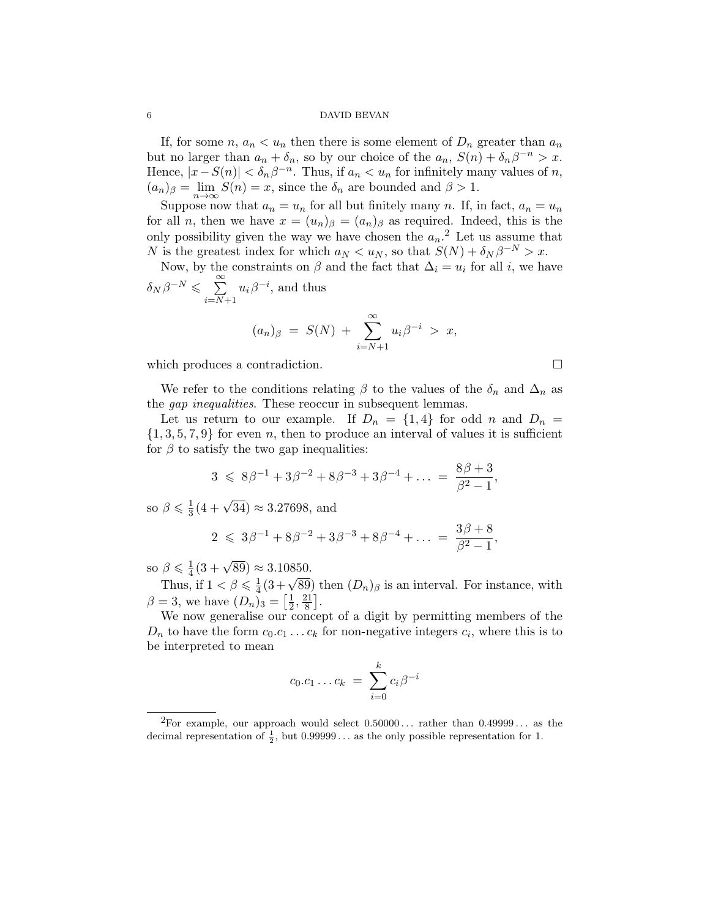If, for some $n$, $a_n < u_n$ then there is some element of $D_n$ greater than $a_n$ but no larger than $a_n + \delta_n$, so by our choice of the $a_n$, $S(n) + \delta_n \beta^{-n} > x$. Hence, $|x - S(n)| < \delta_n \beta^{-n}$. Thus, if $a_n < u_n$ for infinitely many values of $n$, $(a_n)_\beta = \lim_{n\to\infty} S(n) = x$, since the $\delta_n$ are bounded and $\beta > 1$.

Suppose now that $a_n = u_n$ for all but finitely many $n$. If, in fact, $a_n = u_n$ for all $n$, then we have $x = (u_n)_\beta = (a_n)_\beta$ as required. Indeed, this is the only possibility given the way we have chosen the $a_n$.[2] Let us assume that $N$ is the greatest index for which $a_N < u_N$, so that $S(N) + \delta_N \beta^{-N} > x$.

Now, by the constraints on $\beta$ and the fact that $\Delta_i = u_i$ for all $i$, we have $\delta_N \beta^{-N} \leqslant \sum_{i=N+1}^{\infty} u_i \beta^{-i}$, and thus

$$(a_n)_\beta \;=\; S(N) \;+\; \sum_{i=N+1}^{\infty} u_i \beta^{-i} \;>\; x,$$

which produces a contradiction. □

We refer to the conditions relating $\beta$ to the values of the $\delta_n$ and $\Delta_n$ as the *gap inequalities*. These reoccur in subsequent lemmas.

Let us return to our example. If $D_n = \{1, 4\}$ for odd $n$ and $D_n = \{1, 3, 5, 7, 9\}$ for even $n$, then to produce an interval of values it is sufficient for $\beta$ to satisfy the two gap inequalities:

$$3 \;\leqslant\; 8\beta^{-1} + 3\beta^{-2} + 8\beta^{-3} + 3\beta^{-4} + \ldots \;=\; \frac{8\beta + 3}{\beta^2 - 1},$$

so $\beta \leqslant \frac{1}{3}(4 + \sqrt{34}) \approx 3.27698$, and

$$2 \;\leqslant\; 3\beta^{-1} + 8\beta^{-2} + 3\beta^{-3} + 8\beta^{-4} + \ldots \;=\; \frac{3\beta + 8}{\beta^2 - 1},$$

so $\beta \leqslant \frac{1}{4}(3 + \sqrt{89}) \approx 3.10850$.

Thus, if $1 < \beta \leqslant \frac{1}{4}(3 + \sqrt{89})$ then $(D_n)_\beta$ is an interval. For instance, with $\beta = 3$, we have $(D_n)_3 = \left[\frac{1}{2}, \frac{21}{8}\right]$.

We now generalise our concept of a digit by permitting members of the $D_n$ to have the form $c_0.c_1 \ldots c_k$ for non-negative integers $c_i$, where this is to be interpreted to mean

$$c_0.c_1 \ldots c_k \;=\; \sum_{i=0}^{k} c_i \beta^{-i}$$

[2] For example, our approach would select $0.50000\ldots$ rather than $0.49999\ldots$ as the decimal representation of $\frac{1}{2}$, but $0.99999\ldots$ as the only possible representation for 1.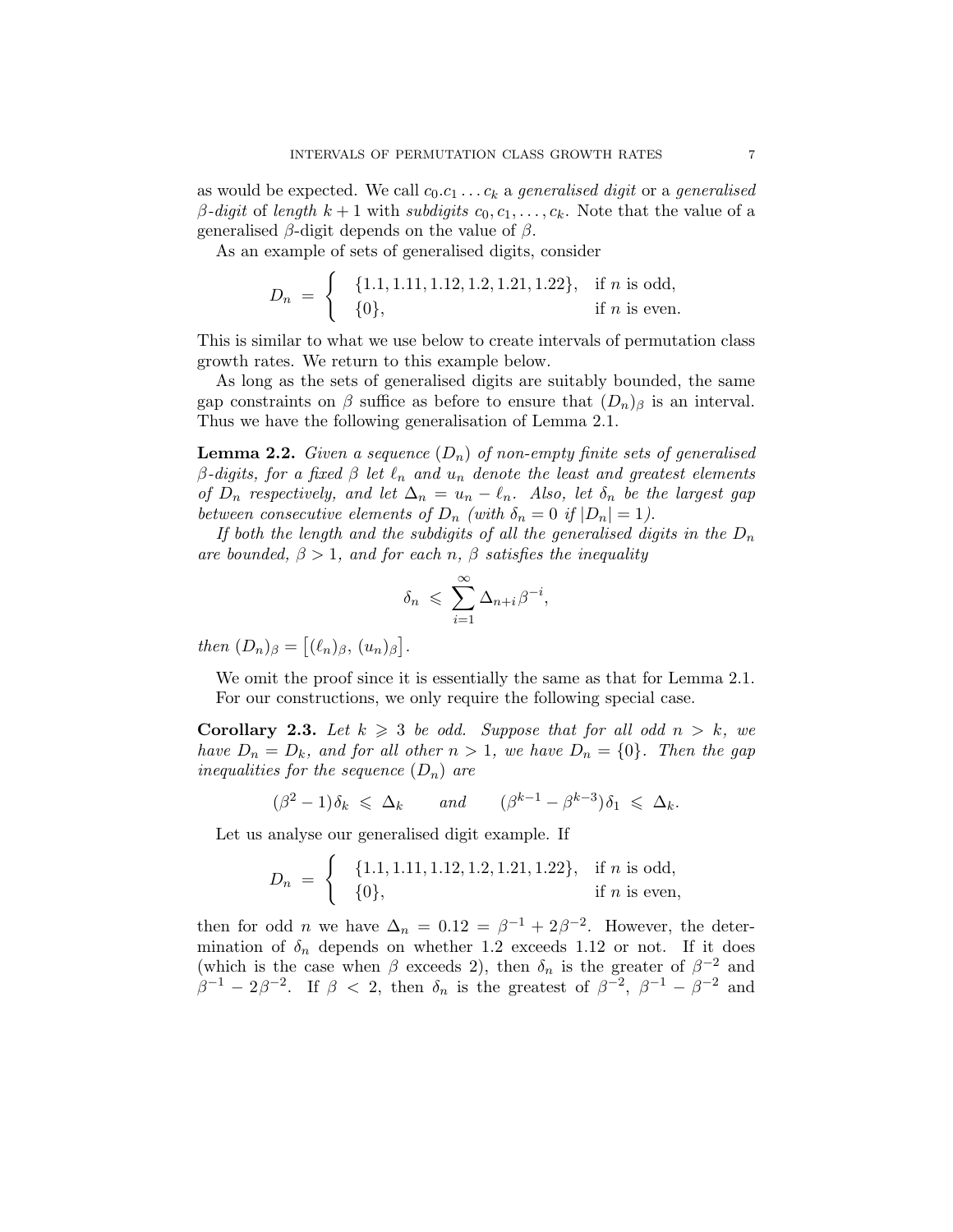as would be expected. We call $c_0.c_1 \ldots c_k$ a *generalised digit* or a *generalised $\beta$-digit* of *length* $k+1$ with *subdigits* $c_0, c_1, \ldots, c_k$. Note that the value of a generalised $\beta$-digit depends on the value of $\beta$.

As an example of sets of generalised digits, consider

$$D_n \;=\; \begin{cases} \{1.1, 1.11, 1.12, 1.2, 1.21, 1.22\}, & \text{if } n \text{ is odd,} \\ \{0\}, & \text{if } n \text{ is even.} \end{cases}$$

This is similar to what we use below to create intervals of permutation class growth rates. We return to this example below.

As long as the sets of generalised digits are suitably bounded, the same gap constraints on $\beta$ suffice as before to ensure that $(D_n)_\beta$ is an interval. Thus we have the following generalisation of Lemma 2.1.

**Lemma 2.2.** *Given a sequence $(D_n)$ of non-empty finite sets of generalised $\beta$-digits, for a fixed $\beta$ let $\ell_n$ and $u_n$ denote the least and greatest elements of $D_n$ respectively, and let $\Delta_n = u_n - \ell_n$. Also, let $\delta_n$ be the largest gap between consecutive elements of $D_n$ (with $\delta_n = 0$ if $|D_n| = 1$).*

*If both the length and the subdigits of all the generalised digits in the $D_n$ are bounded, $\beta > 1$, and for each $n$, $\beta$ satisfies the inequality*

$$\delta_n \;\leqslant\; \sum_{i=1}^{\infty} \Delta_{n+i}\beta^{-i},$$

*then $(D_n)_\beta = \big[(\ell_n)_\beta,\, (u_n)_\beta\big]$.*

We omit the proof since it is essentially the same as that for Lemma 2.1. For our constructions, we only require the following special case.

**Corollary 2.3.** *Let $k \geqslant 3$ be odd. Suppose that for all odd $n > k$, we have $D_n = D_k$, and for all other $n > 1$, we have $D_n = \{0\}$. Then the gap inequalities for the sequence $(D_n)$ are*

$$(\beta^2 - 1)\delta_k \;\leqslant\; \Delta_k \qquad \textit{and} \qquad (\beta^{k-1} - \beta^{k-3})\delta_1 \;\leqslant\; \Delta_k.$$

Let us analyse our generalised digit example. If

$$D_n \;=\; \begin{cases} \{1.1, 1.11, 1.12, 1.2, 1.21, 1.22\}, & \text{if } n \text{ is odd,} \\ \{0\}, & \text{if } n \text{ is even,} \end{cases}$$

then for odd $n$ we have $\Delta_n = 0.12 = \beta^{-1} + 2\beta^{-2}$. However, the determination of $\delta_n$ depends on whether 1.2 exceeds 1.12 or not. If it does (which is the case when $\beta$ exceeds 2), then $\delta_n$ is the greater of $\beta^{-2}$ and $\beta^{-1} - 2\beta^{-2}$. If $\beta < 2$, then $\delta_n$ is the greatest of $\beta^{-2}$, $\beta^{-1} - \beta^{-2}$ and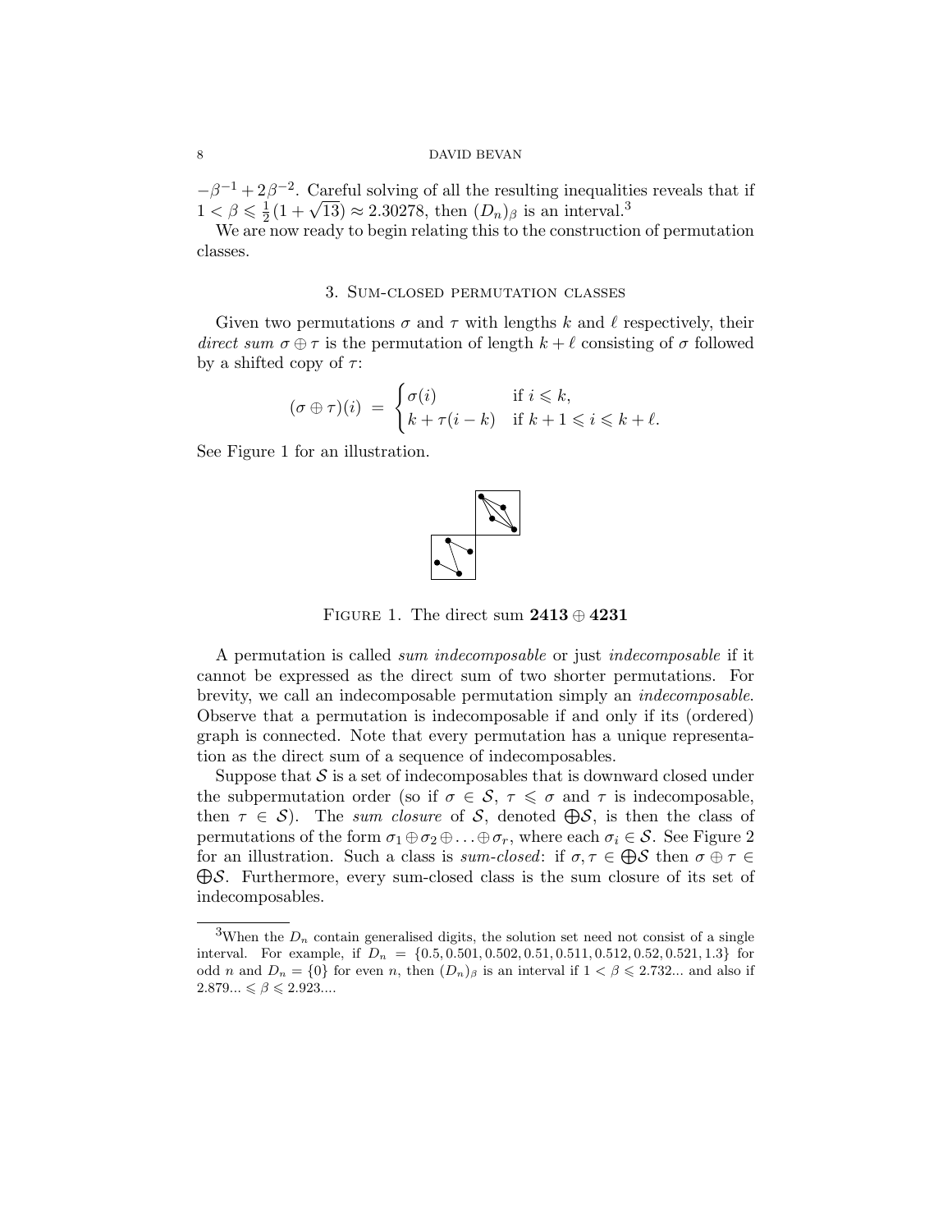$-\beta^{-1} + 2\beta^{-2}$. Careful solving of all the resulting inequalities reveals that if $1 < \beta \leqslant \frac{1}{2}(1+\sqrt{13}) \approx 2.30278$, then $(D_n)_\beta$ is an interval.[3]

We are now ready to begin relating this to the construction of permutation classes.

## 3. Sum-closed permutation classes

Given two permutations $\sigma$ and $\tau$ with lengths $k$ and $\ell$ respectively, their *direct sum* $\sigma \oplus \tau$ is the permutation of length $k+\ell$ consisting of $\sigma$ followed by a shifted copy of $\tau$:

$$(\sigma \oplus \tau)(i) \;=\; \begin{cases} \sigma(i) & \text{if } i \leqslant k, \\ k + \tau(i-k) & \text{if } k+1 \leqslant i \leqslant k+\ell. \end{cases}$$

See Figure 1 for an illustration.

Figure 1. The direct sum $\mathbf{2413} \oplus \mathbf{4231}$

A permutation is called *sum indecomposable* or just *indecomposable* if it cannot be expressed as the direct sum of two shorter permutations. For brevity, we call an indecomposable permutation simply an *indecomposable*. Observe that a permutation is indecomposable if and only if its (ordered) graph is connected. Note that every permutation has a unique representation as the direct sum of a sequence of indecomposables.

Suppose that $\mathcal{S}$ is a set of indecomposables that is downward closed under the subpermutation order (so if $\sigma \in \mathcal{S}$, $\tau \leqslant \sigma$ and $\tau$ is indecomposable, then $\tau \in \mathcal{S}$). The *sum closure* of $\mathcal{S}$, denoted $\bigoplus\mathcal{S}$, is then the class of permutations of the form $\sigma_1 \oplus \sigma_2 \oplus \ldots \oplus \sigma_r$, where each $\sigma_i \in \mathcal{S}$. See Figure 2 for an illustration. Such a class is *sum-closed*: if $\sigma, \tau \in \bigoplus\mathcal{S}$ then $\sigma \oplus \tau \in \bigoplus\mathcal{S}$. Furthermore, every sum-closed class is the sum closure of its set of indecomposables.

[3]When the $D_n$ contain generalised digits, the solution set need not consist of a single interval. For example, if $D_n = \{0.5, 0.501, 0.502, 0.51, 0.511, 0.512, 0.52, 0.521, 1.3\}$ for odd $n$ and $D_n = \{0\}$ for even $n$, then $(D_n)_\beta$ is an interval if $1 < \beta \leqslant 2.732...$ and also if $2.879... \leqslant \beta \leqslant 2.923...$.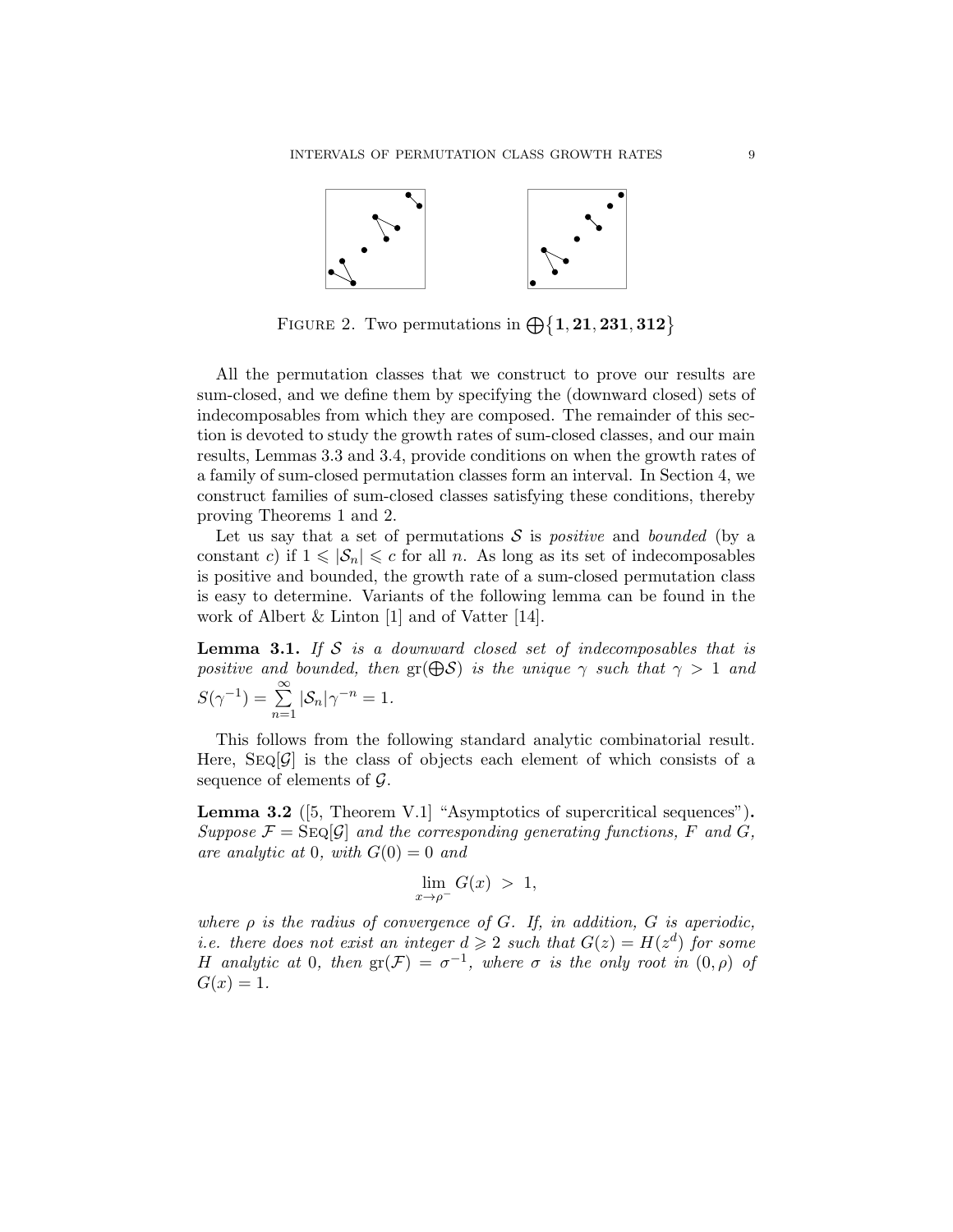FIGURE 2. Two permutations in $\bigoplus\{\mathbf{1}, \mathbf{21}, \mathbf{231}, \mathbf{312}\}$

All the permutation classes that we construct to prove our results are sum-closed, and we define them by specifying the (downward closed) sets of indecomposables from which they are composed. The remainder of this section is devoted to study the growth rates of sum-closed classes, and our main results, Lemmas 3.3 and 3.4, provide conditions on when the growth rates of a family of sum-closed permutation classes form an interval. In Section 4, we construct families of sum-closed classes satisfying these conditions, thereby proving Theorems 1 and 2.

Let us say that a set of permutations $\mathcal{S}$ is *positive* and *bounded* (by a constant $c$) if $1 \leqslant |\mathcal{S}_n| \leqslant c$ for all $n$. As long as its set of indecomposables is positive and bounded, the growth rate of a sum-closed permutation class is easy to determine. Variants of the following lemma can be found in the work of Albert & Linton [1] and of Vatter [14].

**Lemma 3.1.** *If $\mathcal{S}$ is a downward closed set of indecomposables that is positive and bounded, then $\mathrm{gr}(\bigoplus\mathcal{S})$ is the unique $\gamma$ such that $\gamma > 1$ and $S(\gamma^{-1}) = \sum_{n=1}^{\infty} |\mathcal{S}_n|\gamma^{-n} = 1$.*

This follows from the following standard analytic combinatorial result. Here, $\mathrm{SEQ}[\mathcal{G}]$ is the class of objects each element of which consists of a sequence of elements of $\mathcal{G}$.

**Lemma 3.2** ([5, Theorem V.1] "Asymptotics of supercritical sequences")**.** *Suppose $\mathcal{F} = \mathrm{SEQ}[\mathcal{G}]$ and the corresponding generating functions, $F$ and $G$, are analytic at 0, with $G(0) = 0$ and*

$$\lim_{x \to \rho^-} G(x) \; > \; 1,$$

*where $\rho$ is the radius of convergence of $G$. If, in addition, $G$ is aperiodic, i.e. there does not exist an integer $d \geqslant 2$ such that $G(z) = H(z^d)$ for some $H$ analytic at 0, then $\mathrm{gr}(\mathcal{F}) = \sigma^{-1}$, where $\sigma$ is the only root in $(0, \rho)$ of $G(x) = 1$.*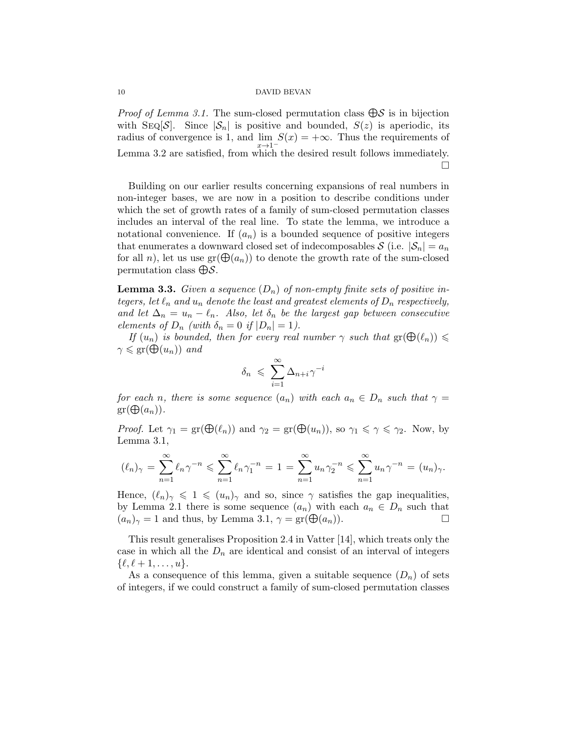*Proof of Lemma 3.1.* The sum-closed permutation class $\bigoplus\mathcal{S}$ is in bijection with $\mathrm{SEQ}[\mathcal{S}]$. Since $|\mathcal{S}_n|$ is positive and bounded, $S(z)$ is aperiodic, its radius of convergence is 1, and $\lim\limits_{x\to 1^-} S(x) = +\infty$. Thus the requirements of Lemma 3.2 are satisfied, from which the desired result follows immediately. $\square$

Building on our earlier results concerning expansions of real numbers in non-integer bases, we are now in a position to describe conditions under which the set of growth rates of a family of sum-closed permutation classes includes an interval of the real line. To state the lemma, we introduce a notational convenience. If $(a_n)$ is a bounded sequence of positive integers that enumerates a downward closed set of indecomposables $\mathcal{S}$ (i.e. $|\mathcal{S}_n| = a_n$ for all $n$), let us use $\mathrm{gr}(\bigoplus(a_n))$ to denote the growth rate of the sum-closed permutation class $\bigoplus\mathcal{S}$.

**Lemma 3.3.** *Given a sequence $(D_n)$ of non-empty finite sets of positive integers, let $\ell_n$ and $u_n$ denote the least and greatest elements of $D_n$ respectively, and let $\Delta_n = u_n - \ell_n$. Also, let $\delta_n$ be the largest gap between consecutive elements of $D_n$ (with $\delta_n = 0$ if $|D_n| = 1$).*

*If $(u_n)$ is bounded, then for every real number $\gamma$ such that $\mathrm{gr}(\bigoplus(\ell_n)) \leqslant \gamma \leqslant \mathrm{gr}(\bigoplus(u_n))$ and*

$$\delta_n \;\leqslant\; \sum_{i=1}^{\infty} \Delta_{n+i}\gamma^{-i}$$

*for each $n$, there is some sequence $(a_n)$ with each $a_n \in D_n$ such that $\gamma = \mathrm{gr}(\bigoplus(a_n))$.*

*Proof.* Let $\gamma_1 = \mathrm{gr}(\bigoplus(\ell_n))$ and $\gamma_2 = \mathrm{gr}(\bigoplus(u_n))$, so $\gamma_1 \leqslant \gamma \leqslant \gamma_2$. Now, by Lemma 3.1,

$$(\ell_n)_\gamma = \sum_{n=1}^{\infty} \ell_n\gamma^{-n} \leqslant \sum_{n=1}^{\infty} \ell_n\gamma_1^{-n} = 1 = \sum_{n=1}^{\infty} u_n\gamma_2^{-n} \leqslant \sum_{n=1}^{\infty} u_n\gamma^{-n} = (u_n)_\gamma.$$

Hence, $(\ell_n)_\gamma \leqslant 1 \leqslant (u_n)_\gamma$ and so, since $\gamma$ satisfies the gap inequalities, by Lemma 2.1 there is some sequence $(a_n)$ with each $a_n \in D_n$ such that $(a_n)_\gamma = 1$ and thus, by Lemma 3.1, $\gamma = \mathrm{gr}(\bigoplus(a_n))$. $\square$

This result generalises Proposition 2.4 in Vatter [14], which treats only the case in which all the $D_n$ are identical and consist of an interval of integers $\{\ell, \ell+1, \ldots, u\}$.

As a consequence of this lemma, given a suitable sequence $(D_n)$ of sets of integers, if we could construct a family of sum-closed permutation classes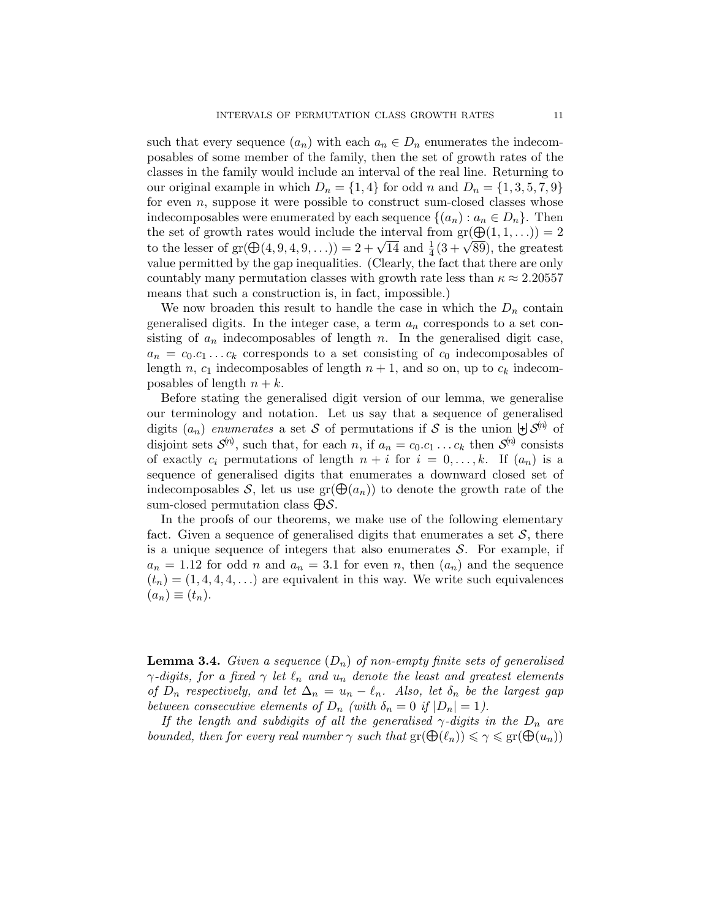such that every sequence $(a_n)$ with each $a_n \in D_n$ enumerates the indecomposables of some member of the family, then the set of growth rates of the classes in the family would include an interval of the real line. Returning to our original example in which $D_n = \{1, 4\}$ for odd $n$ and $D_n = \{1, 3, 5, 7, 9\}$ for even $n$, suppose it were possible to construct sum-closed classes whose indecomposables were enumerated by each sequence $\{(a_n) : a_n \in D_n\}$. Then the set of growth rates would include the interval from $\mathrm{gr}(\bigoplus(1, 1, \ldots)) = 2$ to the lesser of $\mathrm{gr}(\bigoplus(4, 9, 4, 9, \ldots)) = 2 + \sqrt{14}$ and $\frac{1}{4}(3 + \sqrt{89})$, the greatest value permitted by the gap inequalities. (Clearly, the fact that there are only countably many permutation classes with growth rate less than $\kappa \approx 2.20557$ means that such a construction is, in fact, impossible.)

We now broaden this result to handle the case in which the $D_n$ contain generalised digits. In the integer case, a term $a_n$ corresponds to a set consisting of $a_n$ indecomposables of length $n$. In the generalised digit case, $a_n = c_0.c_1 \ldots c_k$ corresponds to a set consisting of $c_0$ indecomposables of length $n$, $c_1$ indecomposables of length $n + 1$, and so on, up to $c_k$ indecomposables of length $n + k$.

Before stating the generalised digit version of our lemma, we generalise our terminology and notation. Let us say that a sequence of generalised digits $(a_n)$ *enumerates* a set $\mathcal{S}$ of permutations if $\mathcal{S}$ is the union $\biguplus \mathcal{S}^{(n)}$ of disjoint sets $\mathcal{S}^{(n)}$, such that, for each $n$, if $a_n = c_0.c_1 \ldots c_k$ then $\mathcal{S}^{(n)}$ consists of exactly $c_i$ permutations of length $n + i$ for $i = 0, \ldots, k$. If $(a_n)$ is a sequence of generalised digits that enumerates a downward closed set of indecomposables $\mathcal{S}$, let us use $\mathrm{gr}(\bigoplus(a_n))$ to denote the growth rate of the sum-closed permutation class $\bigoplus\mathcal{S}$.

In the proofs of our theorems, we make use of the following elementary fact. Given a sequence of generalised digits that enumerates a set $\mathcal{S}$, there is a unique sequence of integers that also enumerates $\mathcal{S}$. For example, if $a_n = 1.12$ for odd $n$ and $a_n = 3.1$ for even $n$, then $(a_n)$ and the sequence $(t_n) = (1, 4, 4, 4, \ldots)$ are equivalent in this way. We write such equivalences $(a_n) \equiv (t_n)$.

**Lemma 3.4.** *Given a sequence $(D_n)$ of non-empty finite sets of generalised $\gamma$-digits, for a fixed $\gamma$ let $\ell_n$ and $u_n$ denote the least and greatest elements of $D_n$ respectively, and let $\Delta_n = u_n - \ell_n$. Also, let $\delta_n$ be the largest gap between consecutive elements of $D_n$ (with $\delta_n = 0$ if $|D_n| = 1$).*

*If the length and subdigits of all the generalised $\gamma$-digits in the $D_n$ are bounded, then for every real number $\gamma$ such that $\mathrm{gr}(\bigoplus(\ell_n)) \leqslant \gamma \leqslant \mathrm{gr}(\bigoplus(u_n))$*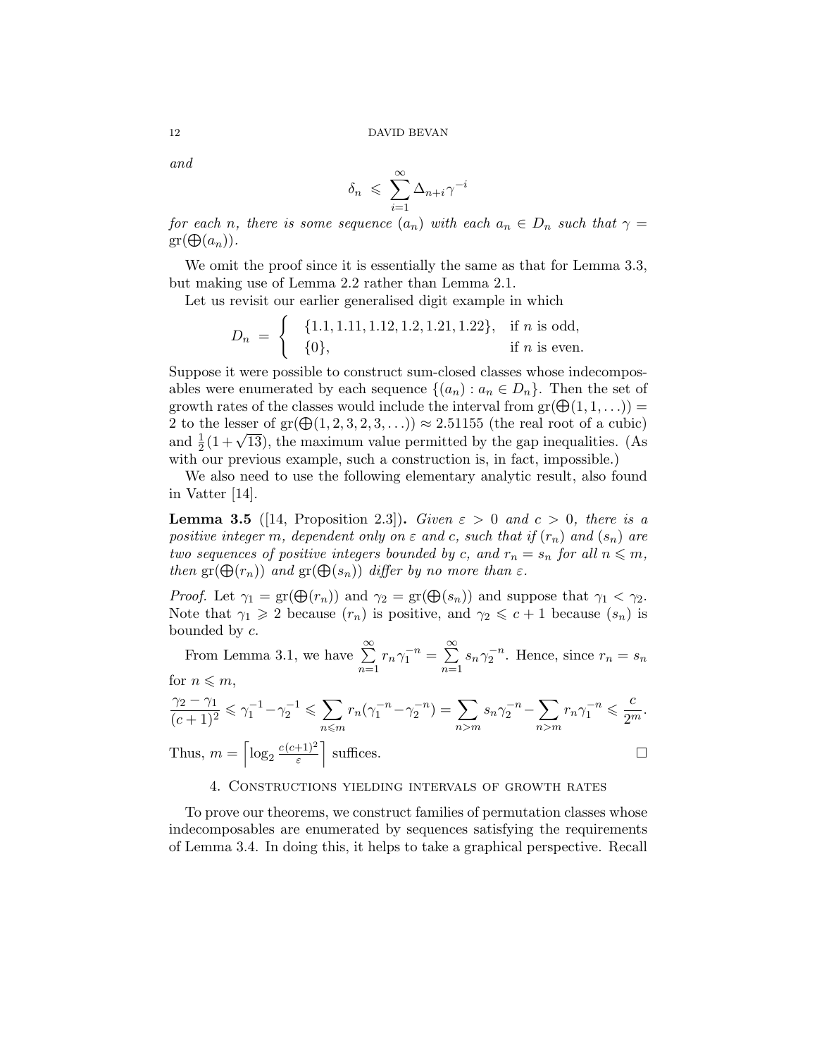*and*

$$\delta_n \;\leqslant\; \sum_{i=1}^{\infty} \Delta_{n+i}\gamma^{-i}$$

*for each $n$, there is some sequence $(a_n)$ with each $a_n \in D_n$ such that $\gamma = \mathrm{gr}(\bigoplus(a_n))$.*

We omit the proof since it is essentially the same as that for Lemma 3.3, but making use of Lemma 2.2 rather than Lemma 2.1.

Let us revisit our earlier generalised digit example in which

$$D_n \;=\; \begin{cases} \{1.1, 1.11, 1.12, 1.2, 1.21, 1.22\}, & \text{if } n \text{ is odd,} \\ \{0\}, & \text{if } n \text{ is even.} \end{cases}$$

Suppose it were possible to construct sum-closed classes whose indecomposables were enumerated by each sequence $\{(a_n) : a_n \in D_n\}$. Then the set of growth rates of the classes would include the interval from $\mathrm{gr}(\bigoplus(1,1,\ldots)) = 2$ to the lesser of $\mathrm{gr}(\bigoplus(1,2,3,2,3,\ldots)) \approx 2.51155$ (the real root of a cubic) and $\frac{1}{2}(1+\sqrt{13})$, the maximum value permitted by the gap inequalities. (As with our previous example, such a construction is, in fact, impossible.)

We also need to use the following elementary analytic result, also found in Vatter [14].

**Lemma 3.5** ([14, Proposition 2.3]). *Given $\varepsilon > 0$ and $c > 0$, there is a positive integer $m$, dependent only on $\varepsilon$ and $c$, such that if $(r_n)$ and $(s_n)$ are two sequences of positive integers bounded by $c$, and $r_n = s_n$ for all $n \leqslant m$, then $\mathrm{gr}(\bigoplus(r_n))$ and $\mathrm{gr}(\bigoplus(s_n))$ differ by no more than $\varepsilon$.*

*Proof.* Let $\gamma_1 = \mathrm{gr}(\bigoplus(r_n))$ and $\gamma_2 = \mathrm{gr}(\bigoplus(s_n))$ and suppose that $\gamma_1 < \gamma_2$. Note that $\gamma_1 \geqslant 2$ because $(r_n)$ is positive, and $\gamma_2 \leqslant c+1$ because $(s_n)$ is bounded by $c$.

From Lemma 3.1, we have $\sum_{n=1}^{\infty} r_n\gamma_1^{-n} = \sum_{n=1}^{\infty} s_n\gamma_2^{-n}$. Hence, since $r_n = s_n$ for $n \leqslant m$,

$$\frac{\gamma_2-\gamma_1}{(c+1)^2} \leqslant \gamma_1^{-1}-\gamma_2^{-1} \leqslant \sum_{n\leqslant m} r_n(\gamma_1^{-n}-\gamma_2^{-n}) = \sum_{n>m} s_n\gamma_2^{-n} - \sum_{n>m} r_n\gamma_1^{-n} \leqslant \frac{c}{2^m}.$$

Thus, $m = \left\lceil \log_2 \frac{c(c+1)^2}{\varepsilon} \right\rceil$ suffices. ∎

## 4. Constructions yielding intervals of growth rates

To prove our theorems, we construct families of permutation classes whose indecomposables are enumerated by sequences satisfying the requirements of Lemma 3.4. In doing this, it helps to take a graphical perspective. Recall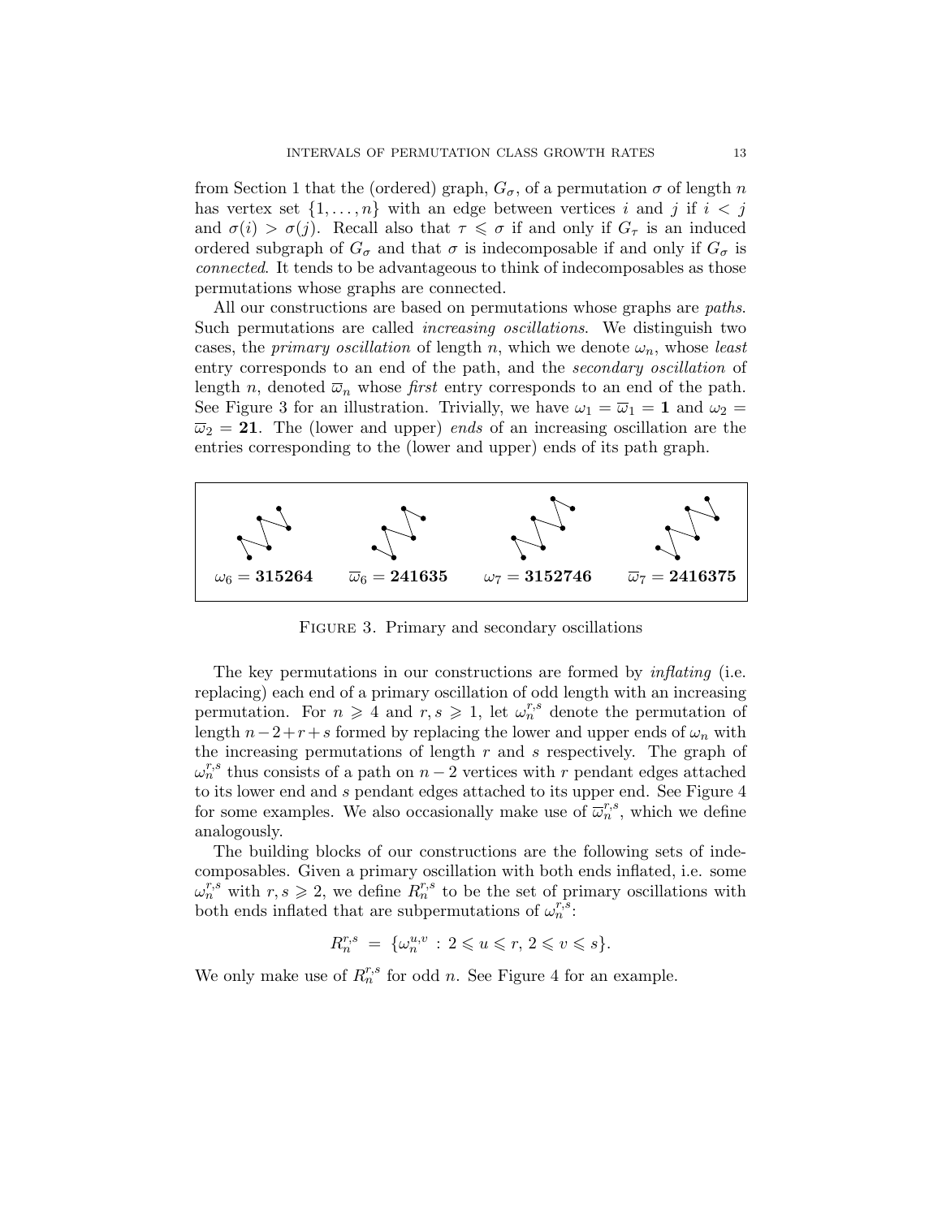from Section 1 that the (ordered) graph, $G_\sigma$, of a permutation $\sigma$ of length $n$ has vertex set $\{1, \ldots, n\}$ with an edge between vertices $i$ and $j$ if $i < j$ and $\sigma(i) > \sigma(j)$. Recall also that $\tau \leqslant \sigma$ if and only if $G_\tau$ is an induced ordered subgraph of $G_\sigma$ and that $\sigma$ is indecomposable if and only if $G_\sigma$ is *connected*. It tends to be advantageous to think of indecomposables as those permutations whose graphs are connected.

All our constructions are based on permutations whose graphs are *paths*. Such permutations are called *increasing oscillations*. We distinguish two cases, the *primary oscillation* of length $n$, which we denote $\omega_n$, whose *least* entry corresponds to an end of the path, and the *secondary oscillation* of length $n$, denoted $\overline{\omega}_n$ whose *first* entry corresponds to an end of the path. See Figure 3 for an illustration. Trivially, we have $\omega_1 = \overline{\omega}_1 = \mathbf{1}$ and $\omega_2 = \overline{\omega}_2 = \mathbf{21}$. The (lower and upper) *ends* of an increasing oscillation are the entries corresponding to the (lower and upper) ends of its path graph.

$\omega_6 = \mathbf{315264}$ $\overline{\omega}_6 = \mathbf{241635}$ $\omega_7 = \mathbf{3152746}$ $\overline{\omega}_7 = \mathbf{2416375}$

Figure 3. Primary and secondary oscillations

The key permutations in our constructions are formed by *inflating* (i.e. replacing) each end of a primary oscillation of odd length with an increasing permutation. For $n \geqslant 4$ and $r, s \geqslant 1$, let $\omega_n^{r,s}$ denote the permutation of length $n-2+r+s$ formed by replacing the lower and upper ends of $\omega_n$ with the increasing permutations of length $r$ and $s$ respectively. The graph of $\omega_n^{r,s}$ thus consists of a path on $n-2$ vertices with $r$ pendant edges attached to its lower end and $s$ pendant edges attached to its upper end. See Figure 4 for some examples. We also occasionally make use of $\overline{\omega}_n^{r,s}$, which we define analogously.

The building blocks of our constructions are the following sets of indecomposables. Given a primary oscillation with both ends inflated, i.e. some $\omega_n^{r,s}$ with $r, s \geqslant 2$, we define $R_n^{r,s}$ to be the set of primary oscillations with both ends inflated that are subpermutations of $\omega_n^{r,s}$:

$$R_n^{r,s} \;=\; \{\omega_n^{u,v} \,:\, 2 \leqslant u \leqslant r,\, 2 \leqslant v \leqslant s\}.$$

We only make use of $R_n^{r,s}$ for odd $n$. See Figure 4 for an example.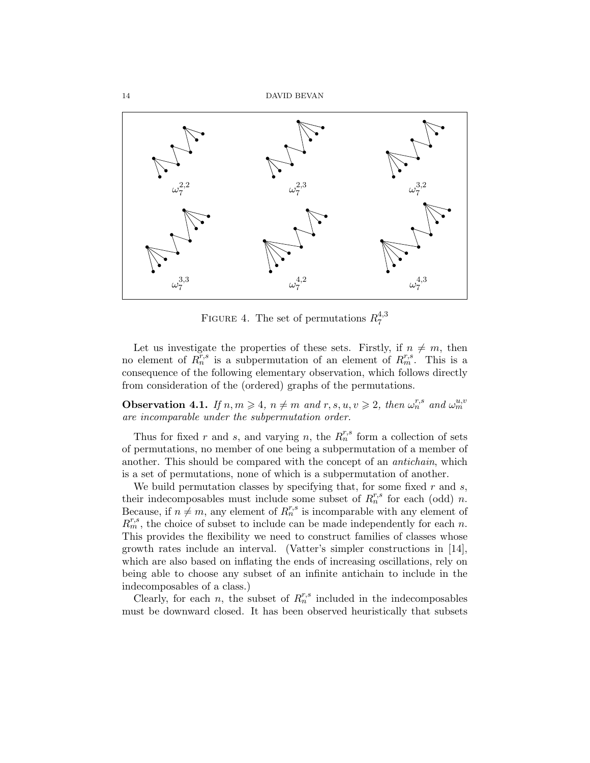$\omega_7^{2,2}$

$\omega_7^{2,3}$

$\omega_7^{3,2}$

$\omega_7^{3,3}$

$\omega_7^{4,2}$

$\omega_7^{4,3}$

FIGURE 4. The set of permutations $R_7^{4,3}$

Let us investigate the properties of these sets. Firstly, if $n \neq m$, then no element of $R_n^{r,s}$ is a subpermutation of an element of $R_m^{r,s}$. This is a consequence of the following elementary observation, which follows directly from consideration of the (ordered) graphs of the permutations.

**Observation 4.1.** *If $n, m \geqslant 4$, $n \neq m$ and $r, s, u, v \geqslant 2$, then $\omega_n^{r,s}$ and $\omega_m^{u,v}$ are incomparable under the subpermutation order.*

Thus for fixed $r$ and $s$, and varying $n$, the $R_n^{r,s}$ form a collection of sets of permutations, no member of one being a subpermutation of a member of another. This should be compared with the concept of an *antichain*, which is a set of permutations, none of which is a subpermutation of another.

We build permutation classes by specifying that, for some fixed $r$ and $s$, their indecomposables must include some subset of $R_n^{r,s}$ for each (odd) $n$. Because, if $n \neq m$, any element of $R_n^{r,s}$ is incomparable with any element of $R_m^{r,s}$, the choice of subset to include can be made independently for each $n$. This provides the flexibility we need to construct families of classes whose growth rates include an interval. (Vatter's simpler constructions in [14], which are also based on inflating the ends of increasing oscillations, rely on being able to choose any subset of an infinite antichain to include in the indecomposables of a class.)

Clearly, for each $n$, the subset of $R_n^{r,s}$ included in the indecomposables must be downward closed. It has been observed heuristically that subsets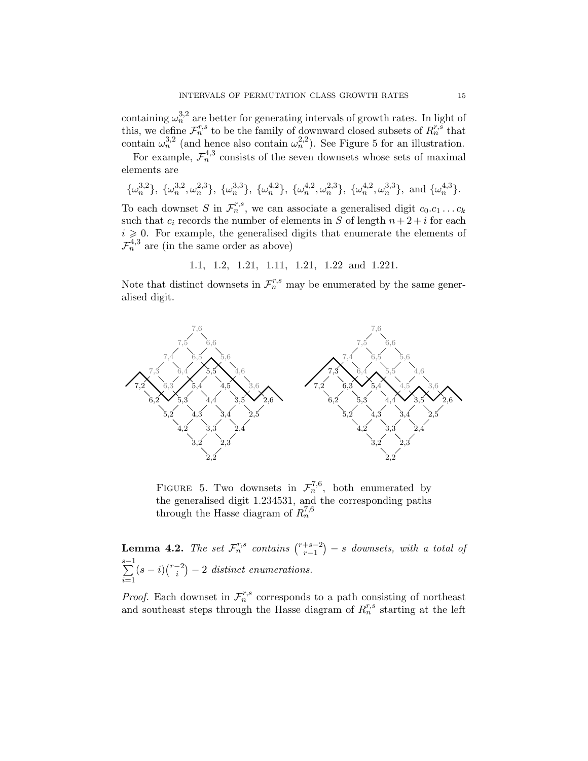containing $\omega_n^{3,2}$ are better for generating intervals of growth rates. In light of this, we define $\mathcal{F}_n^{r,s}$ to be the family of downward closed subsets of $R_n^{r,s}$ that contain $\omega_n^{3,2}$ (and hence also contain $\omega_n^{2,2}$). See Figure 5 for an illustration.

For example, $\mathcal{F}_n^{4,3}$ consists of the seven downsets whose sets of maximal elements are

$$\{\omega_n^{3,2}\},\ \{\omega_n^{3,2},\omega_n^{2,3}\},\ \{\omega_n^{3,3}\},\ \{\omega_n^{4,2}\},\ \{\omega_n^{4,2},\omega_n^{2,3}\},\ \{\omega_n^{4,2},\omega_n^{3,3}\},\ \text{and}\ \{\omega_n^{4,3}\}.$$

To each downset $S$ in $\mathcal{F}_n^{r,s}$, we can associate a generalised digit $c_0.c_1 \dots c_k$ such that $c_i$ records the number of elements in $S$ of length $n+2+i$ for each $i \geqslant 0$. For example, the generalised digits that enumerate the elements of $\mathcal{F}_n^{4,3}$ are (in the same order as above)

$$1.1,\ \ 1.2,\ \ 1.21,\ \ 1.11,\ \ 1.21,\ \ 1.22\ \text{and}\ 1.221.$$

Note that distinct downsets in $\mathcal{F}_n^{r,s}$ may be enumerated by the same generalised digit.

7,6
7,5 6,6
7,4 6,5 5,6
7,3 6,4 5,5 4,6
7,2 6,3 5,4 4,5 3,6
6,2 5,3 4,4 3,5 2,6
5,2 4,3 3,4 2,5
4,2 3,3 2,4
3,2 2,3
2,2

7,6
7,5 6,6
7,4 6,5 5,6
7,3 6,4 5,5 4,6
7,2 6,3 5,4 4,5 3,6
6,2 5,3 4,4 3,5 2,6
5,2 4,3 3,4 2,5
4,2 3,3 2,4
3,2 2,3
2,2

Figure 5. Two downsets in $\mathcal{F}_n^{7,6}$, both enumerated by the generalised digit 1.234531, and the corresponding paths through the Hasse diagram of $R_n^{7,6}$

**Lemma 4.2.** *The set $\mathcal{F}_n^{r,s}$ contains $\binom{r+s-2}{r-1} - s$ downsets, with a total of $\sum_{i=1}^{s-1}(s-i)\binom{r-2}{i} - 2$ distinct enumerations.*

*Proof.* Each downset in $\mathcal{F}_n^{r,s}$ corresponds to a path consisting of northeast and southeast steps through the Hasse diagram of $R_n^{r,s}$ starting at the left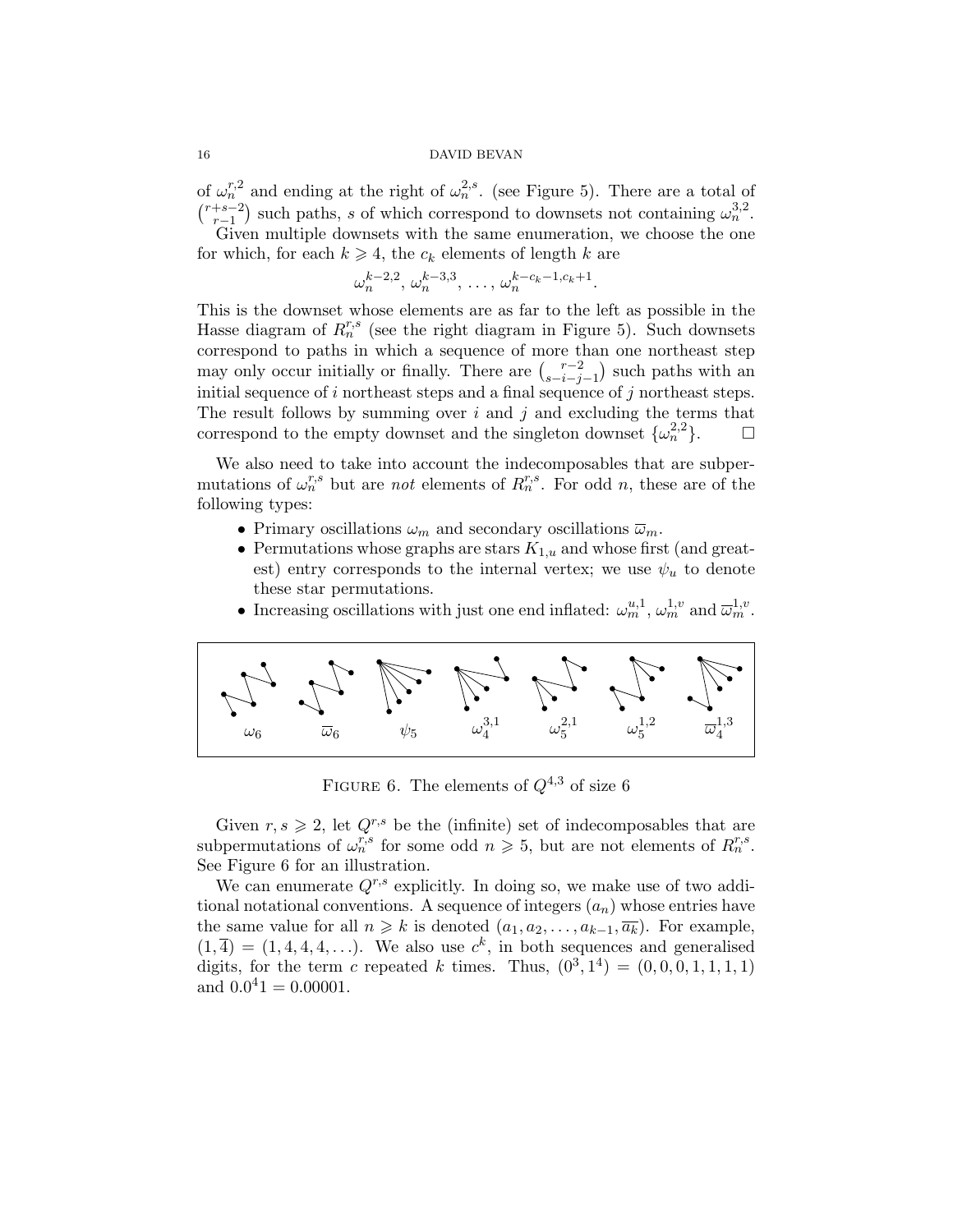of $\omega_n^{r,2}$ and ending at the right of $\omega_n^{2,s}$. (see Figure 5). There are a total of $\binom{r+s-2}{r-1}$ such paths, $s$ of which correspond to downsets not containing $\omega_n^{3,2}$.

Given multiple downsets with the same enumeration, we choose the one for which, for each $k \geqslant 4$, the $c_k$ elements of length $k$ are

$$\omega_n^{k-2,2},\ \omega_n^{k-3,3},\ \ldots,\ \omega_n^{k-c_k-1,c_k+1}.$$

This is the downset whose elements are as far to the left as possible in the Hasse diagram of $R_n^{r,s}$ (see the right diagram in Figure 5). Such downsets correspond to paths in which a sequence of more than one northeast step may only occur initially or finally. There are $\binom{r-2}{s-i-j-1}$ such paths with an initial sequence of $i$ northeast steps and a final sequence of $j$ northeast steps. The result follows by summing over $i$ and $j$ and excluding the terms that correspond to the empty downset and the singleton downset $\{\omega_n^{2,2}\}$. $\square$

We also need to take into account the indecomposables that are subpermutations of $\omega_n^{r,s}$ but are *not* elements of $R_n^{r,s}$. For odd $n$, these are of the following types:

- Primary oscillations $\omega_m$ and secondary oscillations $\overline{\omega}_m$.
- Permutations whose graphs are stars $K_{1,u}$ and whose first (and greatest) entry corresponds to the internal vertex; we use $\psi_u$ to denote these star permutations.
- Increasing oscillations with just one end inflated: $\omega_m^{u,1}$, $\omega_m^{1,v}$ and $\overline{\omega}_m^{1,v}$.

$\omega_6$ $\overline{\omega}_6$ $\psi_5$ $\omega_4^{3,1}$ $\omega_5^{2,1}$ $\omega_5^{1,2}$ $\overline{\omega}_4^{1,3}$

FIGURE 6. The elements of $Q^{4,3}$ of size 6

Given $r, s \geqslant 2$, let $Q^{r,s}$ be the (infinite) set of indecomposables that are subpermutations of $\omega_n^{r,s}$ for some odd $n \geqslant 5$, but are not elements of $R_n^{r,s}$. See Figure 6 for an illustration.

We can enumerate $Q^{r,s}$ explicitly. In doing so, we make use of two additional notational conventions. A sequence of integers $(a_n)$ whose entries have the same value for all $n \geqslant k$ is denoted $(a_1, a_2, \ldots, a_{k-1}, \overline{a_k})$. For example, $(1, \overline{4}) = (1, 4, 4, 4, \ldots)$. We also use $c^k$, in both sequences and generalised digits, for the term $c$ repeated $k$ times. Thus, $(0^3, 1^4) = (0, 0, 0, 1, 1, 1, 1)$ and $0.0^4 1 = 0.00001$.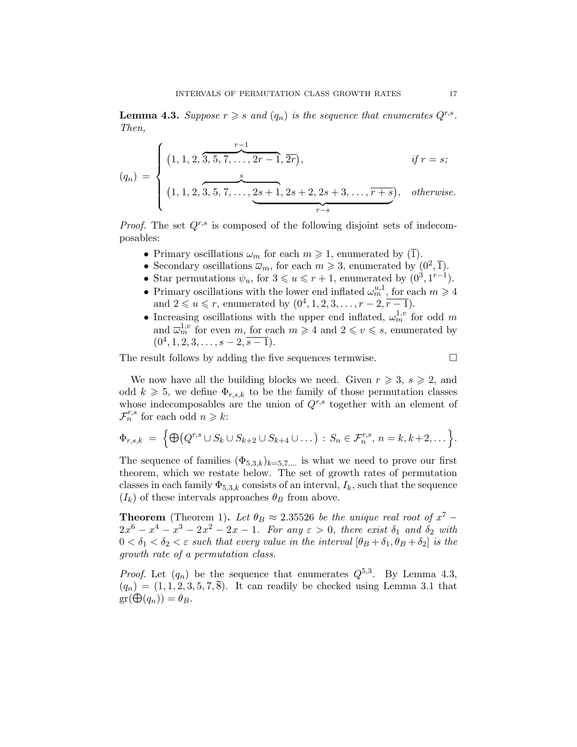**Lemma 4.3.** *Suppose $r \geqslant s$ and $(q_n)$ is the sequence that enumerates $Q^{r,s}$. Then,*

$$
(q_n) \;=\; \begin{cases} \big(1, 1, 2, \overbrace{3, 5, 7, \ldots, 2r-1}^{r-1}, \overline{2r}\big), & \textit{if } r = s; \\[2ex] \big(1, 1, 2, \overbrace{3, 5, 7, \ldots, \underbrace{2s+1}_{}}^{s}\underbrace{, 2s+2, 2s+3, \ldots, \overline{r+s}}_{r-s}\big), & \textit{otherwise.} \end{cases}
$$

*Proof.* The set $Q^{r,s}$ is composed of the following disjoint sets of indecomposables:

- Primary oscillations $\omega_m$ for each $m \geqslant 1$, enumerated by $(\overline{1})$.
- Secondary oscillations $\overline{\omega}_m$, for each $m \geqslant 3$, enumerated by $(0^2, \overline{1})$.
- Star permutations $\psi_u$, for $3 \leqslant u \leqslant r+1$, enumerated by $(0^3, 1^{r-1})$.
- Primary oscillations with the lower end inflated $\omega_m^{u,1}$, for each $m \geqslant 4$ and $2 \leqslant u \leqslant r$, enumerated by $(0^4, 1, 2, 3, \ldots, r-2, \overline{r-1})$.
- Increasing oscillations with the upper end inflated, $\omega_m^{1,v}$ for odd $m$ and $\overline{\omega}_m^{1,v}$ for even $m$, for each $m \geqslant 4$ and $2 \leqslant v \leqslant s$, enumerated by $(0^4, 1, 2, 3, \ldots, s-2, \overline{s-1})$.

The result follows by adding the five sequences termwise. $\square$

We now have all the building blocks we need. Given $r \geqslant 3$, $s \geqslant 2$, and odd $k \geqslant 5$, we define $\Phi_{r,s,k}$ to be the family of those permutation classes whose indecomposables are the union of $Q^{r,s}$ together with an element of $\mathcal{F}_n^{r,s}$ for each odd $n \geqslant k$:

$$
\Phi_{r,s,k} \;=\; \Big\{ \bigoplus \big( Q^{r,s} \cup S_k \cup S_{k+2} \cup S_{k+4} \cup \ldots \big) \,:\, S_n \in \mathcal{F}_n^{r,s},\, n = k, k+2, \ldots \Big\}.
$$

The sequence of families $(\Phi_{5,3,k})_{k=5,7,\ldots}$ is what we need to prove our first theorem, which we restate below. The set of growth rates of permutation classes in each family $\Phi_{5,3,k}$ consists of an interval, $I_k$, such that the sequence $(I_k)$ of these intervals approaches $\theta_B$ from above.

**Theorem** (Theorem 1)**.** *Let $\theta_B \approx 2.35526$ be the unique real root of $x^7 - 2x^6 - x^4 - x^3 - 2x^2 - 2x - 1$. For any $\varepsilon > 0$, there exist $\delta_1$ and $\delta_2$ with $0 < \delta_1 < \delta_2 < \varepsilon$ such that every value in the interval $[\theta_B + \delta_1, \theta_B + \delta_2]$ is the growth rate of a permutation class.*

*Proof.* Let $(q_n)$ be the sequence that enumerates $Q^{5,3}$. By Lemma 4.3, $(q_n) = (1, 1, 2, 3, 5, 7, \overline{8})$. It can readily be checked using Lemma 3.1 that $\mathrm{gr}(\bigoplus(q_n)) = \theta_B$.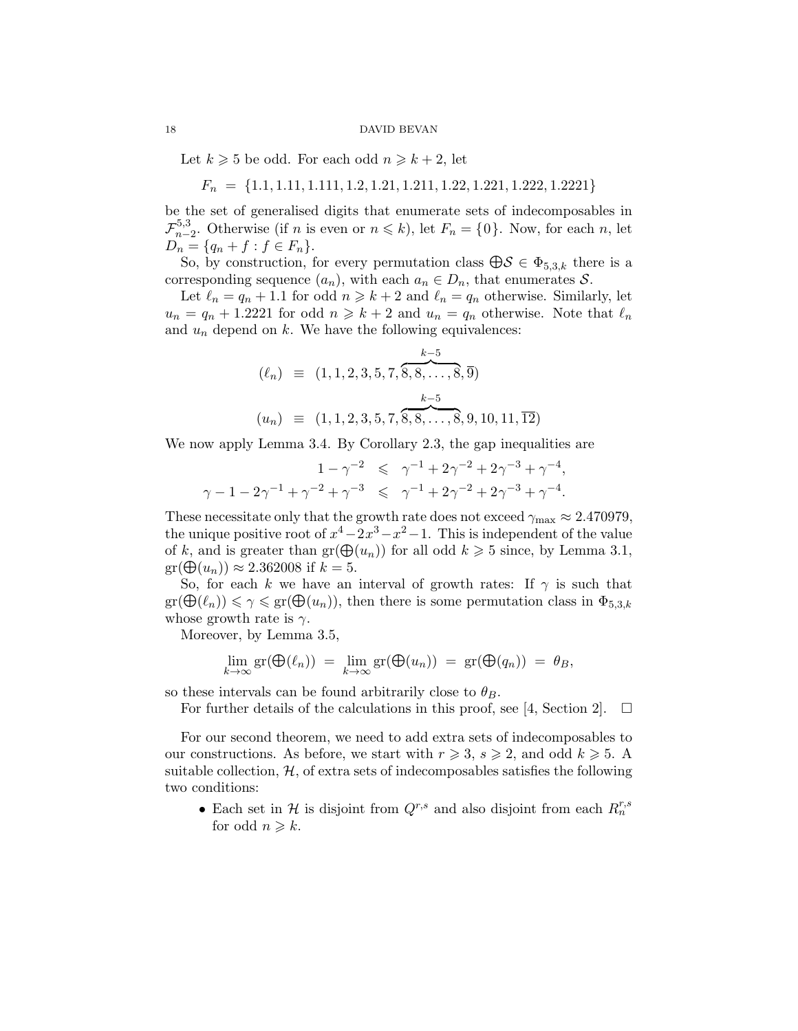Let $k \geqslant 5$ be odd. For each odd $n \geqslant k+2$, let

$$F_n \;=\; \{1.1, 1.11, 1.111, 1.2, 1.21, 1.211, 1.22, 1.221, 1.222, 1.2221\}$$

be the set of generalised digits that enumerate sets of indecomposables in $\mathcal{F}^{5,3}_{n-2}$. Otherwise (if $n$ is even or $n \leqslant k$), let $F_n = \{0\}$. Now, for each $n$, let $D_n = \{q_n + f : f \in F_n\}$.

So, by construction, for every permutation class $\bigoplus\mathcal{S} \in \Phi_{5,3,k}$ there is a corresponding sequence $(a_n)$, with each $a_n \in D_n$, that enumerates $\mathcal{S}$.

Let $\ell_n = q_n + 1.1$ for odd $n \geqslant k+2$ and $\ell_n = q_n$ otherwise. Similarly, let $u_n = q_n + 1.2221$ for odd $n \geqslant k+2$ and $u_n = q_n$ otherwise. Note that $\ell_n$ and $u_n$ depend on $k$. We have the following equivalences:

$$(\ell_n) \;\equiv\; (1, 1, 2, 3, 5, 7, \overbrace{8, 8, \ldots, 8}^{k-5}, \overline{9})$$

$$(u_n) \;\equiv\; (1, 1, 2, 3, 5, 7, \overbrace{8, 8, \ldots, 8}^{k-5}, 9, 10, 11, \overline{12})$$

We now apply Lemma 3.4. By Corollary 2.3, the gap inequalities are

$$\begin{aligned} 1 - \gamma^{-2} \;&\leqslant\; \gamma^{-1} + 2\gamma^{-2} + 2\gamma^{-3} + \gamma^{-4}, \\ \gamma - 1 - 2\gamma^{-1} + \gamma^{-2} + \gamma^{-3} \;&\leqslant\; \gamma^{-1} + 2\gamma^{-2} + 2\gamma^{-3} + \gamma^{-4}. \end{aligned}$$

These necessitate only that the growth rate does not exceed $\gamma_{\max} \approx 2.470979$, the unique positive root of $x^4 - 2x^3 - x^2 - 1$. This is independent of the value of $k$, and is greater than $\mathrm{gr}(\bigoplus(u_n))$ for all odd $k \geqslant 5$ since, by Lemma 3.1, $\mathrm{gr}(\bigoplus(u_n)) \approx 2.362008$ if $k = 5$.

So, for each $k$ we have an interval of growth rates: If $\gamma$ is such that $\mathrm{gr}(\bigoplus(\ell_n)) \leqslant \gamma \leqslant \mathrm{gr}(\bigoplus(u_n))$, then there is some permutation class in $\Phi_{5,3,k}$ whose growth rate is $\gamma$.

Moreover, by Lemma 3.5,

$$\lim_{k\to\infty} \mathrm{gr}(\textstyle\bigoplus(\ell_n)) \;=\; \lim_{k\to\infty} \mathrm{gr}(\bigoplus(u_n)) \;=\; \mathrm{gr}(\bigoplus(q_n)) \;=\; \theta_B,$$

so these intervals can be found arbitrarily close to $\theta_B$.

For further details of the calculations in this proof, see [4, Section 2]. $\square$

For our second theorem, we need to add extra sets of indecomposables to our constructions. As before, we start with $r \geqslant 3$, $s \geqslant 2$, and odd $k \geqslant 5$. A suitable collection, $\mathcal{H}$, of extra sets of indecomposables satisfies the following two conditions:

- Each set in $\mathcal{H}$ is disjoint from $Q^{r,s}$ and also disjoint from each $R^{r,s}_n$ for odd $n \geqslant k$.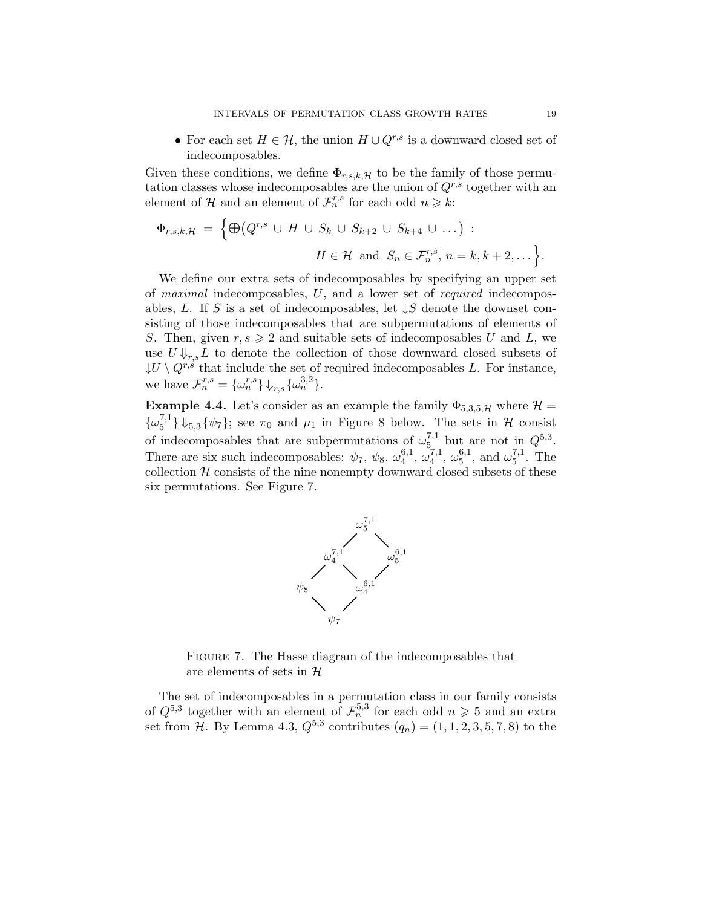- For each set $H \in \mathcal{H}$, the union $H \cup Q^{r,s}$ is a downward closed set of indecomposables.

Given these conditions, we define $\Phi_{r,s,k,\mathcal{H}}$ to be the family of those permutation classes whose indecomposables are the union of $Q^{r,s}$ together with an element of $\mathcal{H}$ and an element of $\mathcal{F}_n^{r,s}$ for each odd $n \geqslant k$:

$$\Phi_{r,s,k,\mathcal{H}} \;=\; \Big\{ \bigoplus\big(Q^{r,s} \,\cup\, H \,\cup\, S_k \,\cup\, S_{k+2} \,\cup\, S_{k+4} \,\cup\, \dots\big) \;: \\ H \in \mathcal{H} \;\text{ and }\; S_n \in \mathcal{F}_n^{r,s},\; n = k, k+2, \dots \Big\}.$$

We define our extra sets of indecomposables by specifying an upper set of *maximal* indecomposables, $U$, and a lower set of *required* indecomposables, $L$. If $S$ is a set of indecomposables, let $\downarrow\! S$ denote the downset consisting of those indecomposables that are subpermutations of elements of $S$. Then, given $r, s \geqslant 2$ and suitable sets of indecomposables $U$ and $L$, we use $U \Downarrow_{r,s} L$ to denote the collection of those downward closed subsets of $\downarrow\! U \setminus Q^{r,s}$ that include the set of required indecomposables $L$. For instance, we have $\mathcal{F}_n^{r,s} = \{\omega_n^{r,s}\} \Downarrow_{r,s} \{\omega_n^{3,2}\}$.

**Example 4.4.** Let's consider as an example the family $\Phi_{5,3,5,\mathcal{H}}$ where $\mathcal{H} = \{\omega_5^{7,1}\} \Downarrow_{5,3} \{\psi_7\}$; see $\pi_0$ and $\mu_1$ in Figure 8 below. The sets in $\mathcal{H}$ consist of indecomposables that are subpermutations of $\omega_5^{7,1}$ but are not in $Q^{5,3}$. There are six such indecomposables: $\psi_7$, $\psi_8$, $\omega_4^{6,1}$, $\omega_4^{7,1}$, $\omega_5^{6,1}$, and $\omega_5^{7,1}$. The collection $\mathcal{H}$ consists of the nine nonempty downward closed subsets of these six permutations. See Figure 7.

$\omega_5^{7,1}$

$\omega_4^{7,1}$ $\omega_5^{6,1}$

$\psi_8$ $\omega_4^{6,1}$

$\psi_7$

Figure 7. The Hasse diagram of the indecomposables that are elements of sets in $\mathcal{H}$

The set of indecomposables in a permutation class in our family consists of $Q^{5,3}$ together with an element of $\mathcal{F}_n^{5,3}$ for each odd $n \geqslant 5$ and an extra set from $\mathcal{H}$. By Lemma 4.3, $Q^{5,3}$ contributes $(q_n) = (1, 1, 2, 3, 5, 7, \overline{8})$ to the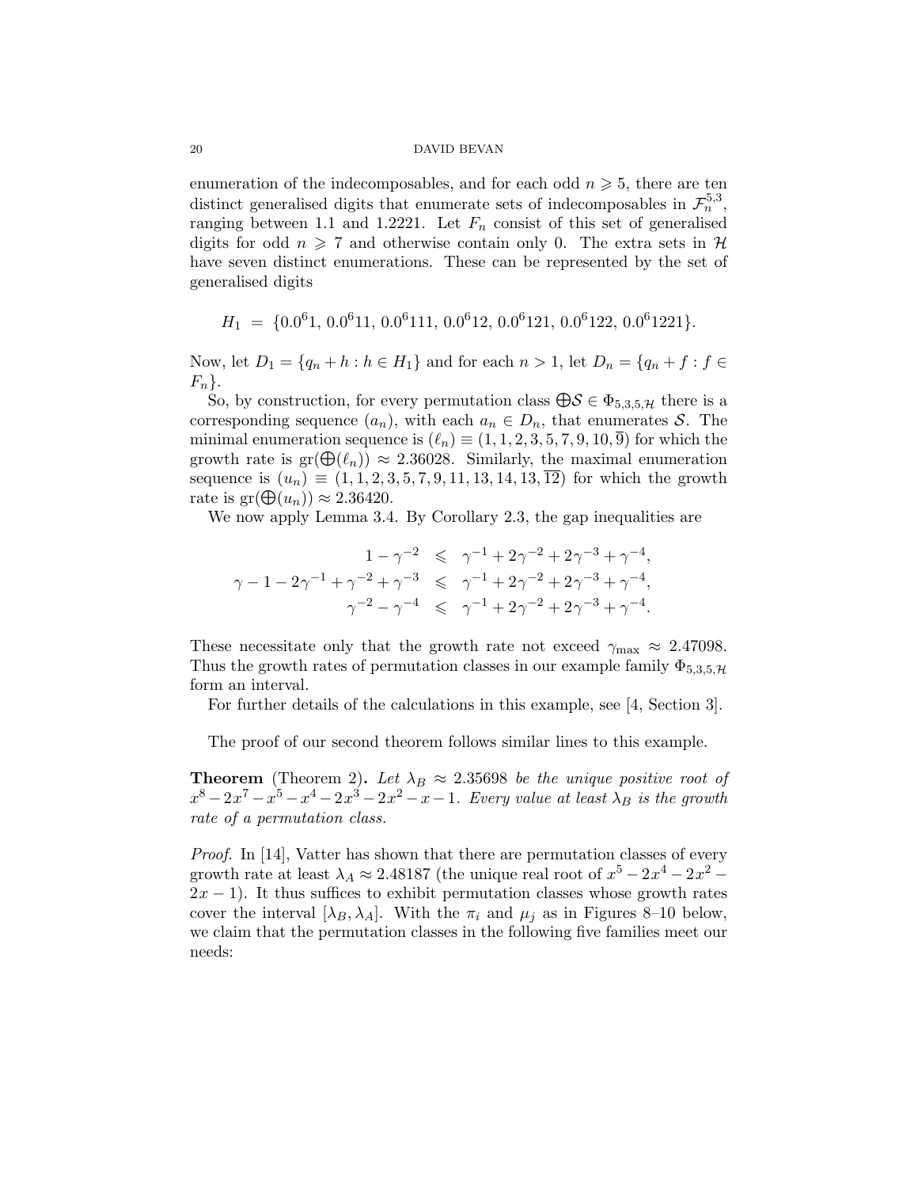enumeration of the indecomposables, and for each odd $n \geqslant 5$, there are ten distinct generalised digits that enumerate sets of indecomposables in $\mathcal{F}_n^{5,3}$, ranging between 1.1 and 1.2221. Let $F_n$ consist of this set of generalised digits for odd $n \geqslant 7$ and otherwise contain only 0. The extra sets in $\mathcal{H}$ have seven distinct enumerations. These can be represented by the set of generalised digits

$$H_1 \;=\; \{0.0^61,\, 0.0^611,\, 0.0^6111,\, 0.0^612,\, 0.0^6121,\, 0.0^6122,\, 0.0^61221\}.$$

Now, let $D_1 = \{q_n + h : h \in H_1\}$ and for each $n > 1$, let $D_n = \{q_n + f : f \in F_n\}$.

So, by construction, for every permutation class $\bigoplus\mathcal{S} \in \Phi_{5,3,5,\mathcal{H}}$ there is a corresponding sequence $(a_n)$, with each $a_n \in D_n$, that enumerates $\mathcal{S}$. The minimal enumeration sequence is $(\ell_n) \equiv (1,1,2,3,5,7,9,10,\overline{9})$ for which the growth rate is $\mathrm{gr}(\bigoplus(\ell_n)) \approx 2.36028$. Similarly, the maximal enumeration sequence is $(u_n) \equiv (1,1,2,3,5,7,9,11,13,14,13,\overline{12})$ for which the growth rate is $\mathrm{gr}(\bigoplus(u_n)) \approx 2.36420$.

We now apply Lemma 3.4. By Corollary 2.3, the gap inequalities are

$$\begin{aligned} 1-\gamma^{-2} &\leqslant \gamma^{-1}+2\gamma^{-2}+2\gamma^{-3}+\gamma^{-4},\\ \gamma-1-2\gamma^{-1}+\gamma^{-2}+\gamma^{-3} &\leqslant \gamma^{-1}+2\gamma^{-2}+2\gamma^{-3}+\gamma^{-4},\\ \gamma^{-2}-\gamma^{-4} &\leqslant \gamma^{-1}+2\gamma^{-2}+2\gamma^{-3}+\gamma^{-4}. \end{aligned}$$

These necessitate only that the growth rate not exceed $\gamma_{\max} \approx 2.47098$. Thus the growth rates of permutation classes in our example family $\Phi_{5,3,5,\mathcal{H}}$ form an interval.

For further details of the calculations in this example, see [4, Section 3].

The proof of our second theorem follows similar lines to this example.

**Theorem** (Theorem 2)**.** *Let $\lambda_B \approx 2.35698$ be the unique positive root of $x^8-2x^7-x^5-x^4-2x^3-2x^2-x-1$. Every value at least $\lambda_B$ is the growth rate of a permutation class.*

*Proof.* In [14], Vatter has shown that there are permutation classes of every growth rate at least $\lambda_A \approx 2.48187$ (the unique real root of $x^5-2x^4-2x^2-2x-1$). It thus suffices to exhibit permutation classes whose growth rates cover the interval $[\lambda_B, \lambda_A]$. With the $\pi_i$ and $\mu_j$ as in Figures 8–10 below, we claim that the permutation classes in the following five families meet our needs: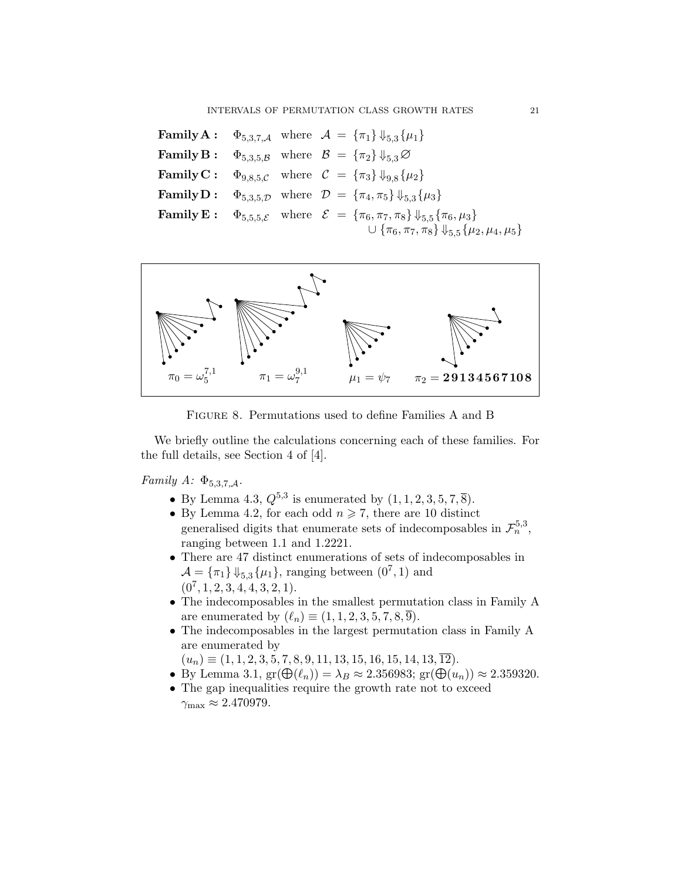**Family A :** $\Phi_{5,3,7,\mathcal{A}}$ where $\mathcal{A} = \{\pi_1\} \Downarrow_{5,3} \{\mu_1\}$

**Family B :** $\Phi_{5,3,5,\mathcal{B}}$ where $\mathcal{B} = \{\pi_2\} \Downarrow_{5,3} \varnothing$

**Family C :** $\Phi_{9,8,5,\mathcal{C}}$ where $\mathcal{C} = \{\pi_3\} \Downarrow_{9,8} \{\mu_2\}$

**Family D :** $\Phi_{5,3,5,\mathcal{D}}$ where $\mathcal{D} = \{\pi_4, \pi_5\} \Downarrow_{5,3} \{\mu_3\}$

**Family E :** $\Phi_{5,5,5,\mathcal{E}}$ where $\mathcal{E} = \{\pi_6, \pi_7, \pi_8\} \Downarrow_{5,5} \{\pi_6, \mu_3\} \cup \{\pi_6, \pi_7, \pi_8\} \Downarrow_{5,5} \{\mu_2, \mu_4, \mu_5\}$

$\pi_0 = \omega_5^{7,1}$ $\pi_1 = \omega_7^{9,1}$ $\mu_1 = \psi_7$ $\pi_2 = \mathbf{2\,9\,1\,3\,4\,5\,6\,7\,10\,8}$

Figure 8. Permutations used to define Families A and B

We briefly outline the calculations concerning each of these families. For the full details, see Section 4 of [4].

*Family A:* $\Phi_{5,3,7,\mathcal{A}}$.

- By Lemma 4.3, $Q^{5,3}$ is enumerated by $(1, 1, 2, 3, 5, 7, \overline{8})$.
- By Lemma 4.2, for each odd $n \geqslant 7$, there are 10 distinct generalised digits that enumerate sets of indecomposables in $\mathcal{F}_n^{5,3}$, ranging between 1.1 and 1.2221.
- There are 47 distinct enumerations of sets of indecomposables in $\mathcal{A} = \{\pi_1\} \Downarrow_{5,3} \{\mu_1\}$, ranging between $(0^7, 1)$ and $(0^7, 1, 2, 3, 4, 4, 3, 2, 1)$.
- The indecomposables in the smallest permutation class in Family A are enumerated by $(\ell_n) \equiv (1, 1, 2, 3, 5, 7, 8, \overline{9})$.
- The indecomposables in the largest permutation class in Family A are enumerated by $(u_n) \equiv (1, 1, 2, 3, 5, 7, 8, 9, 11, 13, 15, 16, 15, 14, 13, \overline{12})$.
- By Lemma 3.1, $\mathrm{gr}(\bigoplus(\ell_n)) = \lambda_B \approx 2.356983$; $\mathrm{gr}(\bigoplus(u_n)) \approx 2.359320$.
- The gap inequalities require the growth rate not to exceed $\gamma_{\max} \approx 2.470979$.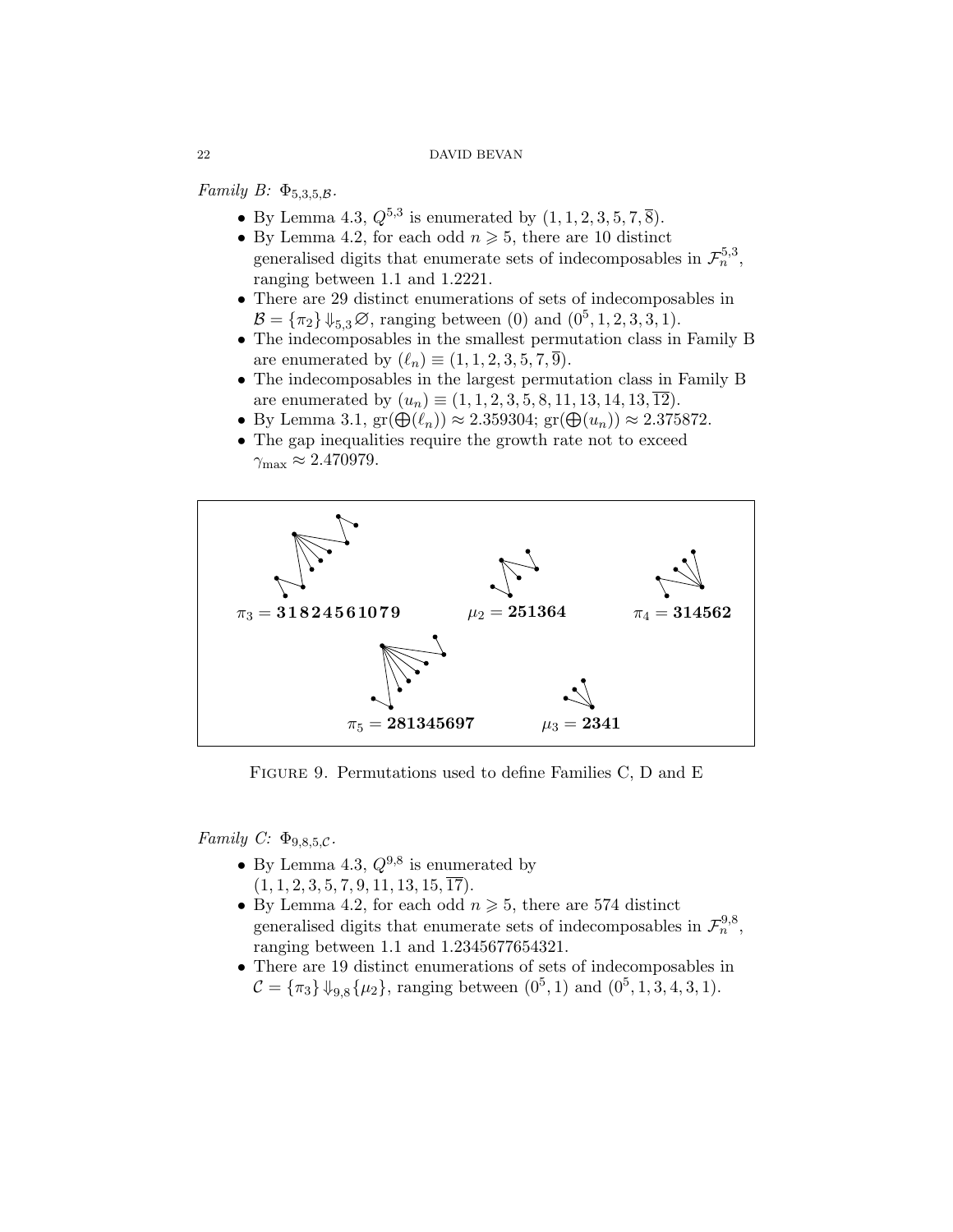*Family B:* $\Phi_{5,3,5,\mathcal{B}}$.

- By Lemma 4.3, $Q^{5,3}$ is enumerated by $(1, 1, 2, 3, 5, 7, \overline{8})$.
- By Lemma 4.2, for each odd $n \geqslant 5$, there are 10 distinct generalised digits that enumerate sets of indecomposables in $\mathcal{F}_n^{5,3}$, ranging between 1.1 and 1.2221.
- There are 29 distinct enumerations of sets of indecomposables in $\mathcal{B} = \{\pi_2\} \Downarrow_{5,3} \varnothing$, ranging between $(0)$ and $(0^5, 1, 2, 3, 3, 1)$.
- The indecomposables in the smallest permutation class in Family B are enumerated by $(\ell_n) \equiv (1, 1, 2, 3, 5, 7, \overline{9})$.
- The indecomposables in the largest permutation class in Family B are enumerated by $(u_n) \equiv (1, 1, 2, 3, 5, 8, 11, 13, 14, 13, \overline{12})$.
- By Lemma 3.1, $\mathrm{gr}(\bigoplus(\ell_n)) \approx 2.359304$; $\mathrm{gr}(\bigoplus(u_n)) \approx 2.375872$.
- The gap inequalities require the growth rate not to exceed $\gamma_{\max} \approx 2.470979$.

$\pi_3 = \mathbf{3\,1\,8\,2\,4\,5\,6\,10\,7\,9}$

$\mu_2 = \mathbf{251364}$

$\pi_4 = \mathbf{314562}$

$\pi_5 = \mathbf{281345697}$

$\mu_3 = \mathbf{2341}$

Figure 9. Permutations used to define Families C, D and E

*Family C:* $\Phi_{9,8,5,\mathcal{C}}$.

- By Lemma 4.3, $Q^{9,8}$ is enumerated by $(1, 1, 2, 3, 5, 7, 9, 11, 13, 15, \overline{17})$.
- By Lemma 4.2, for each odd $n \geqslant 5$, there are 574 distinct generalised digits that enumerate sets of indecomposables in $\mathcal{F}_n^{9,8}$, ranging between 1.1 and 1.2345677654321.
- There are 19 distinct enumerations of sets of indecomposables in $\mathcal{C} = \{\pi_3\} \Downarrow_{9,8} \{\mu_2\}$, ranging between $(0^5, 1)$ and $(0^5, 1, 3, 4, 3, 1)$.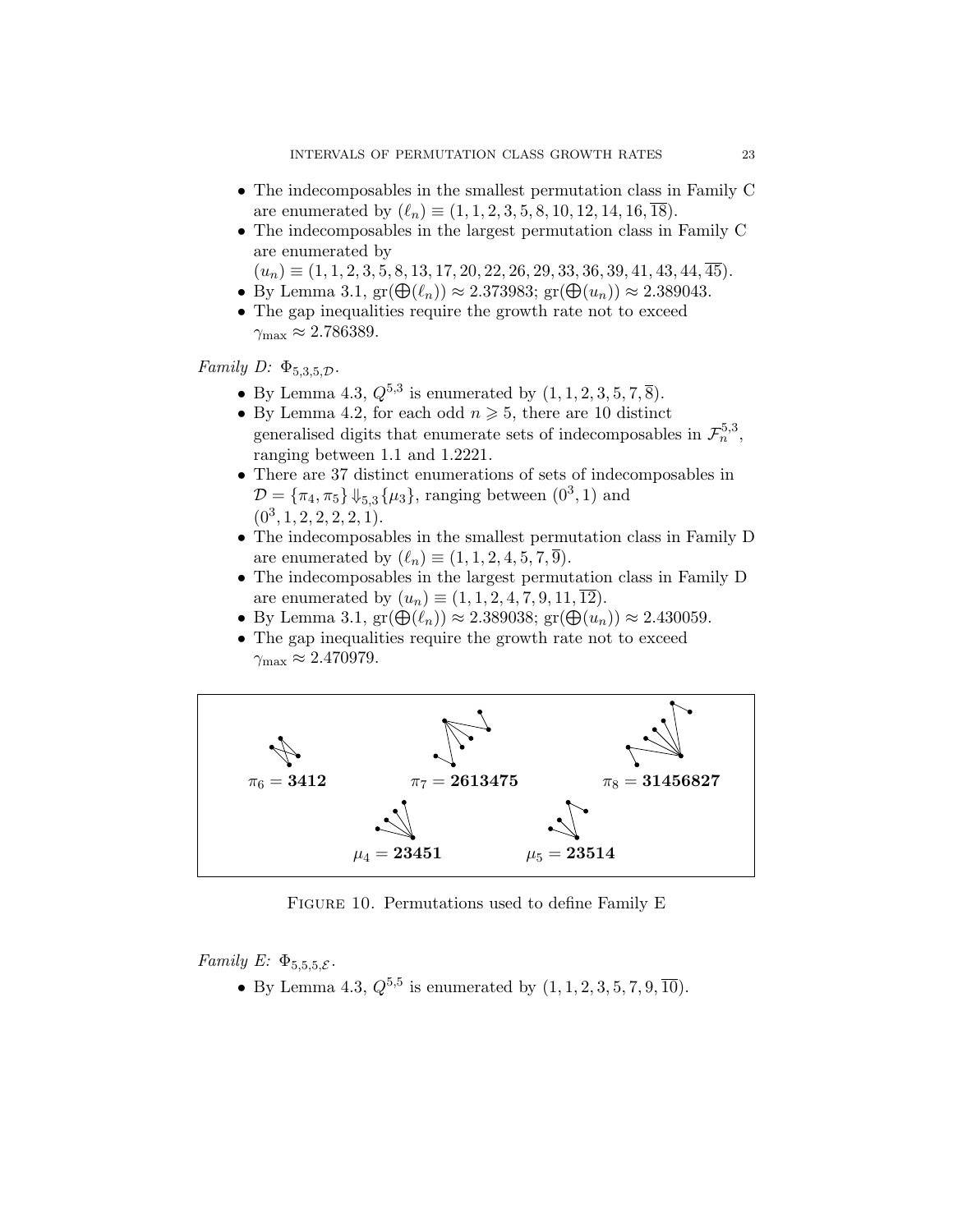- The indecomposables in the smallest permutation class in Family C are enumerated by $(\ell_n) \equiv (1, 1, 2, 3, 5, 8, 10, 12, 14, 16, \overline{18})$.
- The indecomposables in the largest permutation class in Family C are enumerated by $(u_n) \equiv (1, 1, 2, 3, 5, 8, 13, 17, 20, 22, 26, 29, 33, 36, 39, 41, 43, 44, \overline{45})$.
- By Lemma 3.1, $\mathrm{gr}(\bigoplus(\ell_n)) \approx 2.373983$; $\mathrm{gr}(\bigoplus(u_n)) \approx 2.389043$.
- The gap inequalities require the growth rate not to exceed $\gamma_{\max} \approx 2.786389$.

*Family D:* $\Phi_{5,3,5,\mathcal{D}}$.

- By Lemma 4.3, $Q^{5,3}$ is enumerated by $(1, 1, 2, 3, 5, 7, \overline{8})$.
- By Lemma 4.2, for each odd $n \geqslant 5$, there are 10 distinct generalised digits that enumerate sets of indecomposables in $\mathcal{F}_n^{5,3}$, ranging between 1.1 and 1.2221.
- There are 37 distinct enumerations of sets of indecomposables in $\mathcal{D} = \{\pi_4, \pi_5\} \Downarrow_{5,3} \{\mu_3\}$, ranging between $(0^3, 1)$ and $(0^3, 1, 2, 2, 2, 2, 1)$.
- The indecomposables in the smallest permutation class in Family D are enumerated by $(\ell_n) \equiv (1, 1, 2, 4, 5, 7, \overline{9})$.
- The indecomposables in the largest permutation class in Family D are enumerated by $(u_n) \equiv (1, 1, 2, 4, 7, 9, 11, \overline{12})$.
- By Lemma 3.1, $\mathrm{gr}(\bigoplus(\ell_n)) \approx 2.389038$; $\mathrm{gr}(\bigoplus(u_n)) \approx 2.430059$.
- The gap inequalities require the growth rate not to exceed $\gamma_{\max} \approx 2.470979$.

$\pi_6 =$ **3412**

$\pi_7 =$ **2613475**

$\pi_8 =$ **31456827**

$\mu_4 =$ **23451**

$\mu_5 =$ **23514**

Figure 10. Permutations used to define Family E

*Family E:* $\Phi_{5,5,5,\mathcal{E}}$.

- By Lemma 4.3, $Q^{5,5}$ is enumerated by $(1, 1, 2, 3, 5, 7, 9, \overline{10})$.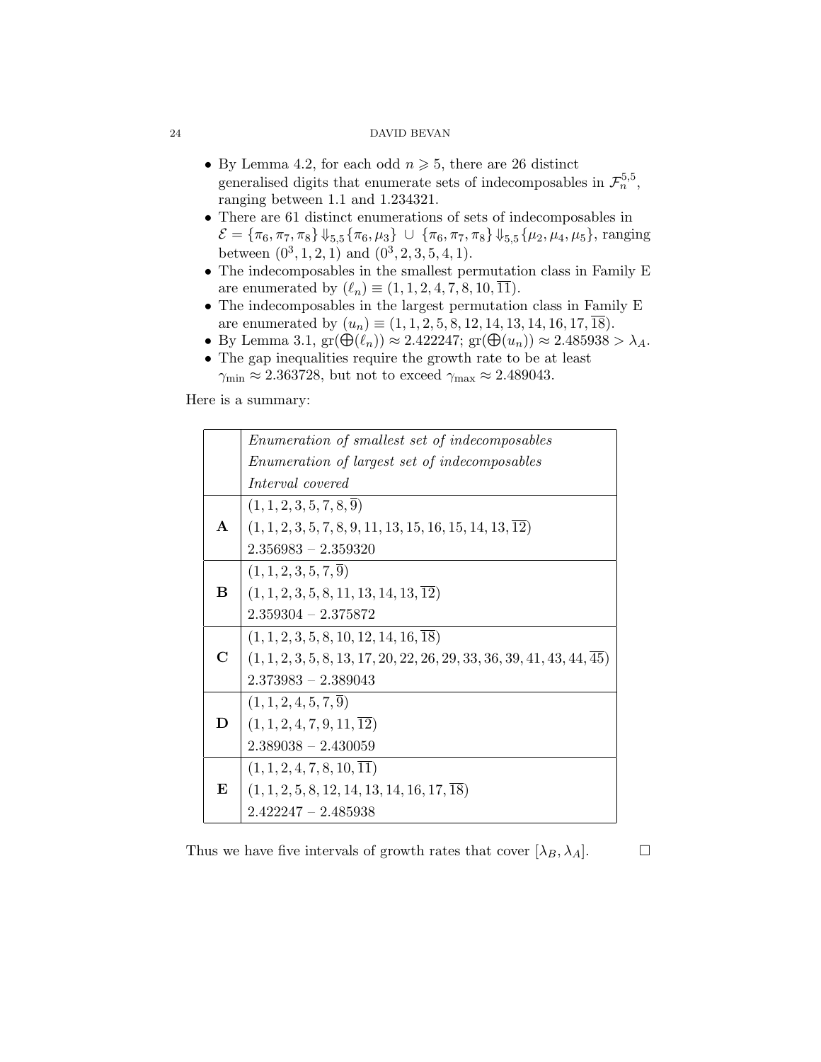- By Lemma 4.2, for each odd $n \geqslant 5$, there are 26 distinct generalised digits that enumerate sets of indecomposables in $\mathcal{F}_n^{5,5}$, ranging between 1.1 and 1.234321.
- There are 61 distinct enumerations of sets of indecomposables in $\mathcal{E} = \{\pi_6, \pi_7, \pi_8\} \Downarrow_{5,5} \{\pi_6, \mu_3\} \,\cup\, \{\pi_6, \pi_7, \pi_8\} \Downarrow_{5,5} \{\mu_2, \mu_4, \mu_5\}$, ranging between $(0^3, 1, 2, 1)$ and $(0^3, 2, 3, 5, 4, 1)$.
- The indecomposables in the smallest permutation class in Family E are enumerated by $(\ell_n) \equiv (1, 1, 2, 4, 7, 8, 10, \overline{11})$.
- The indecomposables in the largest permutation class in Family E are enumerated by $(u_n) \equiv (1, 1, 2, 5, 8, 12, 14, 13, 14, 16, 17, \overline{18})$.
- By Lemma 3.1, $\mathrm{gr}(\bigoplus(\ell_n)) \approx 2.422247$; $\mathrm{gr}(\bigoplus(u_n)) \approx 2.485938 > \lambda_A$.
- The gap inequalities require the growth rate to be at least $\gamma_{\min} \approx 2.363728$, but not to exceed $\gamma_{\max} \approx 2.489043$.

Here is a summary:

| | *Enumeration of smallest set of indecomposables* <br> *Enumeration of largest set of indecomposables* <br> *Interval covered* |
|---|---|
| **A** | $(1, 1, 2, 3, 5, 7, 8, \overline{9})$ <br> $(1, 1, 2, 3, 5, 7, 8, 9, 11, 13, 15, 16, 15, 14, 13, \overline{12})$ <br> $2.356983 - 2.359320$ |
| **B** | $(1, 1, 2, 3, 5, 7, \overline{9})$ <br> $(1, 1, 2, 3, 5, 8, 11, 13, 14, 13, \overline{12})$ <br> $2.359304 - 2.375872$ |
| **C** | $(1, 1, 2, 3, 5, 8, 10, 12, 14, 16, \overline{18})$ <br> $(1, 1, 2, 3, 5, 8, 13, 17, 20, 22, 26, 29, 33, 36, 39, 41, 43, 44, \overline{45})$ <br> $2.373983 - 2.389043$ |
| **D** | $(1, 1, 2, 4, 5, 7, \overline{9})$ <br> $(1, 1, 2, 4, 7, 9, 11, \overline{12})$ <br> $2.389038 - 2.430059$ |
| **E** | $(1, 1, 2, 4, 7, 8, 10, \overline{11})$ <br> $(1, 1, 2, 5, 8, 12, 14, 13, 14, 16, 17, \overline{18})$ <br> $2.422247 - 2.485938$ |

Thus we have five intervals of growth rates that cover $[\lambda_B, \lambda_A]$. □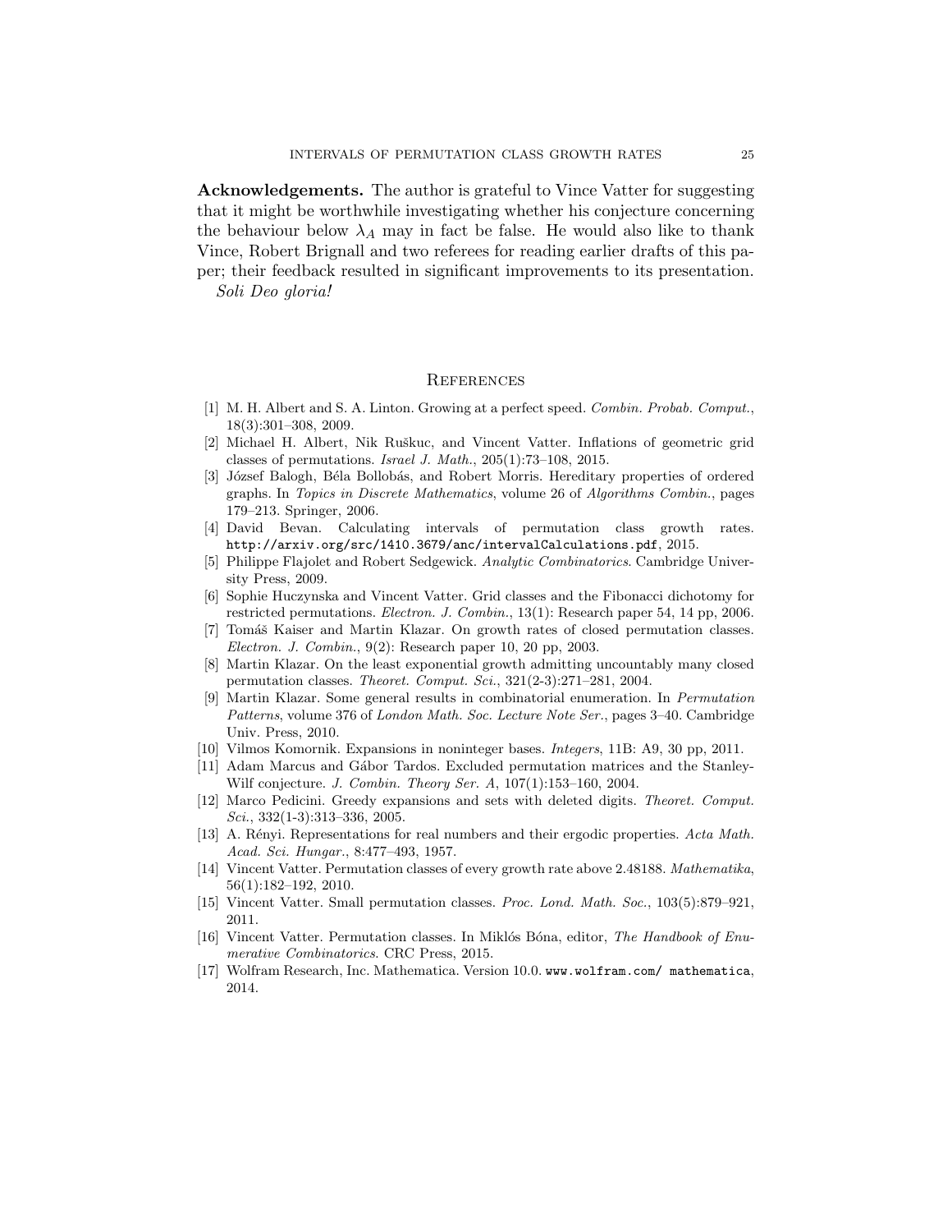**Acknowledgements.** The author is grateful to Vince Vatter for suggesting that it might be worthwhile investigating whether his conjecture concerning the behaviour below $\lambda_A$ may in fact be false. He would also like to thank Vince, Robert Brignall and two referees for reading earlier drafts of this paper; their feedback resulted in significant improvements to its presentation.

*Soli Deo gloria!*

## References

[1] M. H. Albert and S. A. Linton. Growing at a perfect speed. *Combin. Probab. Comput.*, 18(3):301–308, 2009.

[2] Michael H. Albert, Nik Ruškuc, and Vincent Vatter. Inflations of geometric grid classes of permutations. *Israel J. Math.*, 205(1):73–108, 2015.

[3] József Balogh, Béla Bollobás, and Robert Morris. Hereditary properties of ordered graphs. In *Topics in Discrete Mathematics*, volume 26 of *Algorithms Combin.*, pages 179–213. Springer, 2006.

[4] David Bevan. Calculating intervals of permutation class growth rates. `http://arxiv.org/src/1410.3679/anc/intervalCalculations.pdf`, 2015.

[5] Philippe Flajolet and Robert Sedgewick. *Analytic Combinatorics*. Cambridge University Press, 2009.

[6] Sophie Huczynska and Vincent Vatter. Grid classes and the Fibonacci dichotomy for restricted permutations. *Electron. J. Combin.*, 13(1): Research paper 54, 14 pp, 2006.

[7] Tomáš Kaiser and Martin Klazar. On growth rates of closed permutation classes. *Electron. J. Combin.*, 9(2): Research paper 10, 20 pp, 2003.

[8] Martin Klazar. On the least exponential growth admitting uncountably many closed permutation classes. *Theoret. Comput. Sci.*, 321(2-3):271–281, 2004.

[9] Martin Klazar. Some general results in combinatorial enumeration. In *Permutation Patterns*, volume 376 of *London Math. Soc. Lecture Note Ser.*, pages 3–40. Cambridge Univ. Press, 2010.

[10] Vilmos Komornik. Expansions in noninteger bases. *Integers*, 11B: A9, 30 pp, 2011.

[11] Adam Marcus and Gábor Tardos. Excluded permutation matrices and the Stanley-Wilf conjecture. *J. Combin. Theory Ser. A*, 107(1):153–160, 2004.

[12] Marco Pedicini. Greedy expansions and sets with deleted digits. *Theoret. Comput. Sci.*, 332(1-3):313–336, 2005.

[13] A. Rényi. Representations for real numbers and their ergodic properties. *Acta Math. Acad. Sci. Hungar.*, 8:477–493, 1957.

[14] Vincent Vatter. Permutation classes of every growth rate above 2.48188. *Mathematika*, 56(1):182–192, 2010.

[15] Vincent Vatter. Small permutation classes. *Proc. Lond. Math. Soc.*, 103(5):879–921, 2011.

[16] Vincent Vatter. Permutation classes. In Miklós Bóna, editor, *The Handbook of Enumerative Combinatorics*. CRC Press, 2015.

[17] Wolfram Research, Inc. Mathematica. Version 10.0. `www.wolfram.com/ mathematica`, 2014.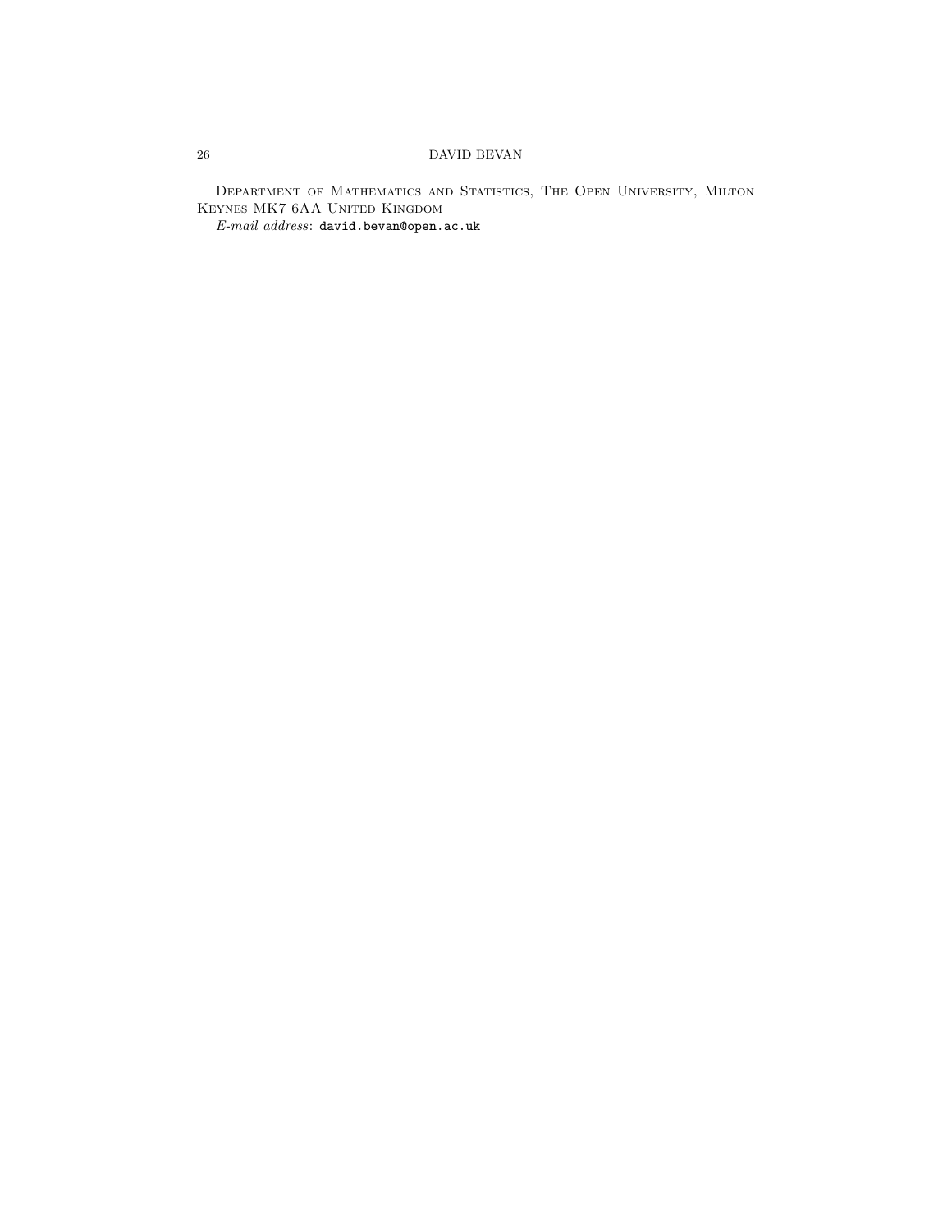Department of Mathematics and Statistics, The Open University, Milton Keynes MK7 6AA United Kingdom

*E-mail address*: david.bevan@open.ac.uk